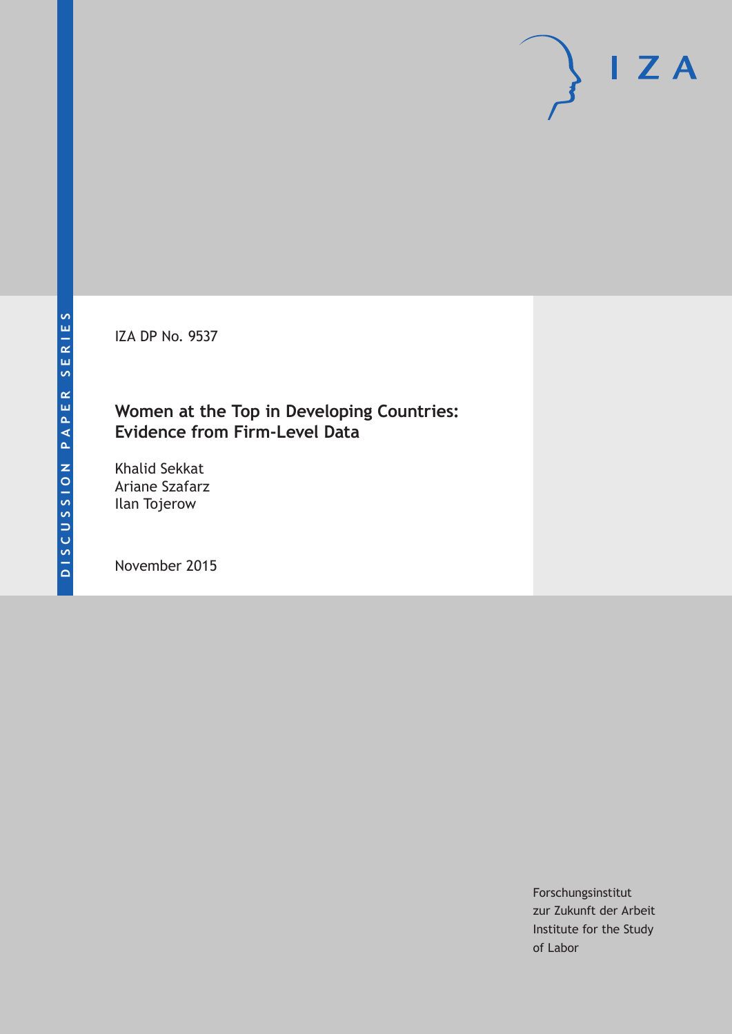DISCUSSION PAPER SERIES

IZA DP No. 9537

# Women at the Top in Developing Countries: Evidence from Firm-Level Data

Khalid Sekkat
Ariane Szafarz
Ilan Tojerow

November 2015

Forschungsinstitut
zur Zukunft der Arbeit
Institute for the Study
of Labor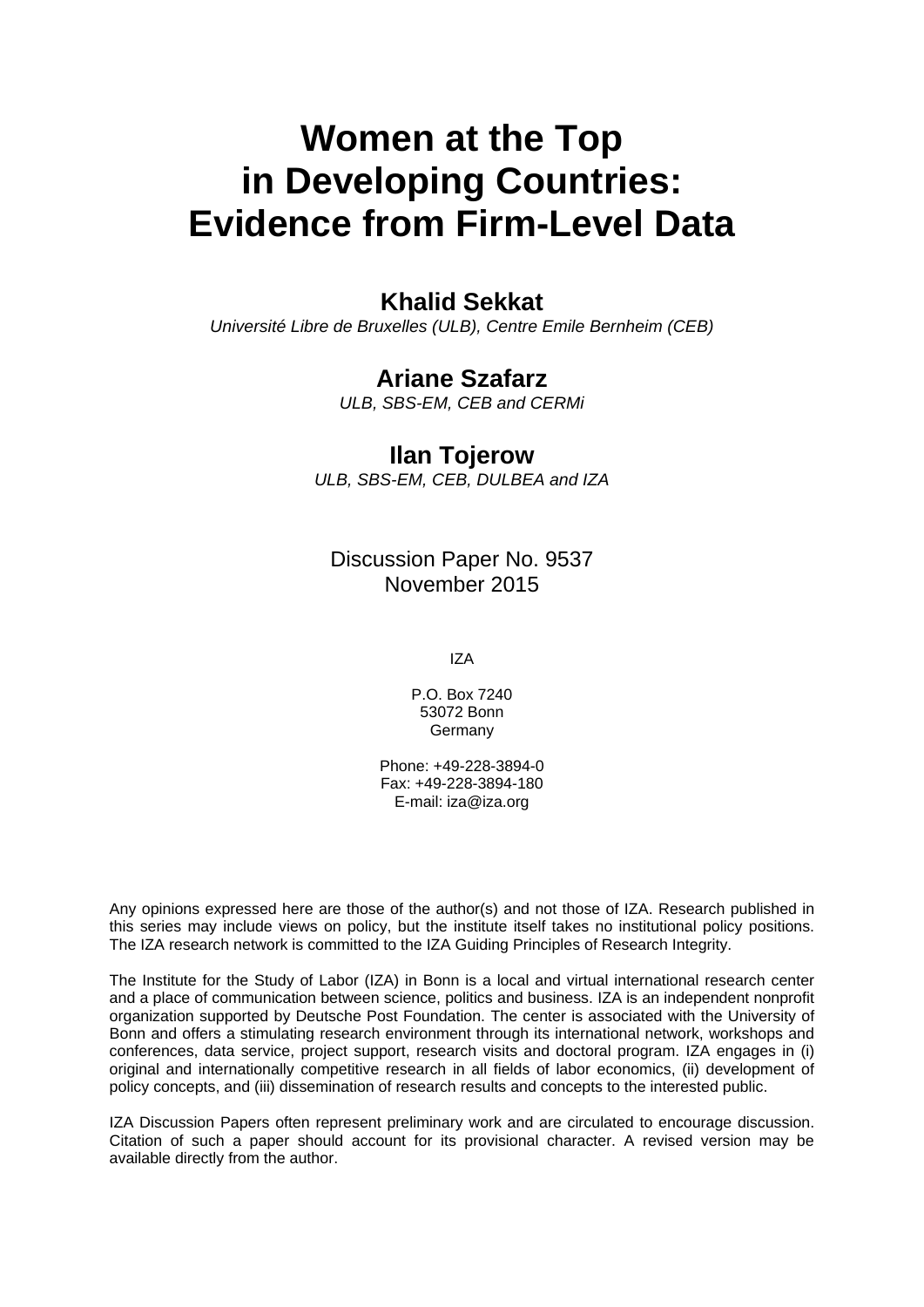# Women at the Top in Developing Countries: Evidence from Firm-Level Data

**Khalid Sekkat**

*Université Libre de Bruxelles (ULB), Centre Emile Bernheim (CEB)*

**Ariane Szafarz**

*ULB, SBS-EM, CEB and CERMi*

**Ilan Tojerow**

*ULB, SBS-EM, CEB, DULBEA and IZA*

Discussion Paper No. 9537
November 2015

IZA

P.O. Box 7240
53072 Bonn
Germany

Phone: +49-228-3894-0
Fax: +49-228-3894-180
E-mail: iza@iza.org

Any opinions expressed here are those of the author(s) and not those of IZA. Research published in this series may include views on policy, but the institute itself takes no institutional policy positions. The IZA research network is committed to the IZA Guiding Principles of Research Integrity.

The Institute for the Study of Labor (IZA) in Bonn is a local and virtual international research center and a place of communication between science, politics and business. IZA is an independent nonprofit organization supported by Deutsche Post Foundation. The center is associated with the University of Bonn and offers a stimulating research environment through its international network, workshops and conferences, data service, project support, research visits and doctoral program. IZA engages in (i) original and internationally competitive research in all fields of labor economics, (ii) development of policy concepts, and (iii) dissemination of research results and concepts to the interested public.

IZA Discussion Papers often represent preliminary work and are circulated to encourage discussion. Citation of such a paper should account for its provisional character. A revised version may be available directly from the author.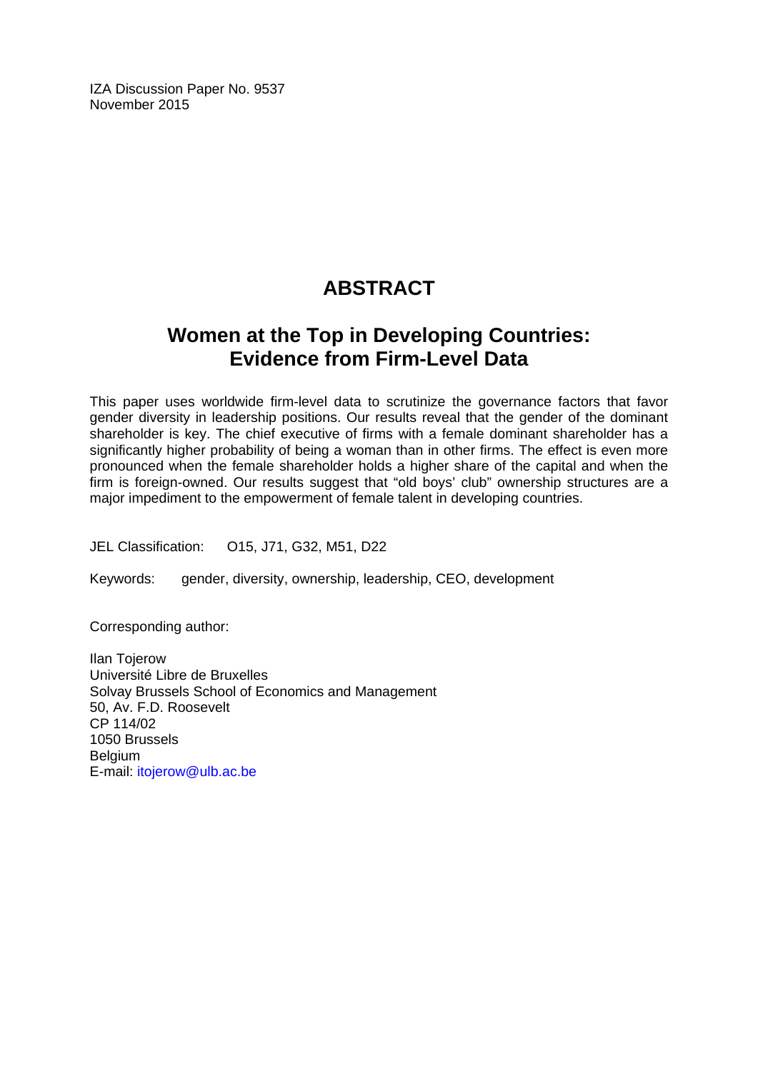IZA Discussion Paper No. 9537
November 2015

# ABSTRACT

## Women at the Top in Developing Countries: Evidence from Firm-Level Data

This paper uses worldwide firm-level data to scrutinize the governance factors that favor gender diversity in leadership positions. Our results reveal that the gender of the dominant shareholder is key. The chief executive of firms with a female dominant shareholder has a significantly higher probability of being a woman than in other firms. The effect is even more pronounced when the female shareholder holds a higher share of the capital and when the firm is foreign-owned. Our results suggest that "old boys' club" ownership structures are a major impediment to the empowerment of female talent in developing countries.

JEL Classification: O15, J71, G32, M51, D22

Keywords: gender, diversity, ownership, leadership, CEO, development

Corresponding author:

Ilan Tojerow
Université Libre de Bruxelles
Solvay Brussels School of Economics and Management
50, Av. F.D. Roosevelt
CP 114/02
1050 Brussels
Belgium
E-mail: itojerow@ulb.ac.be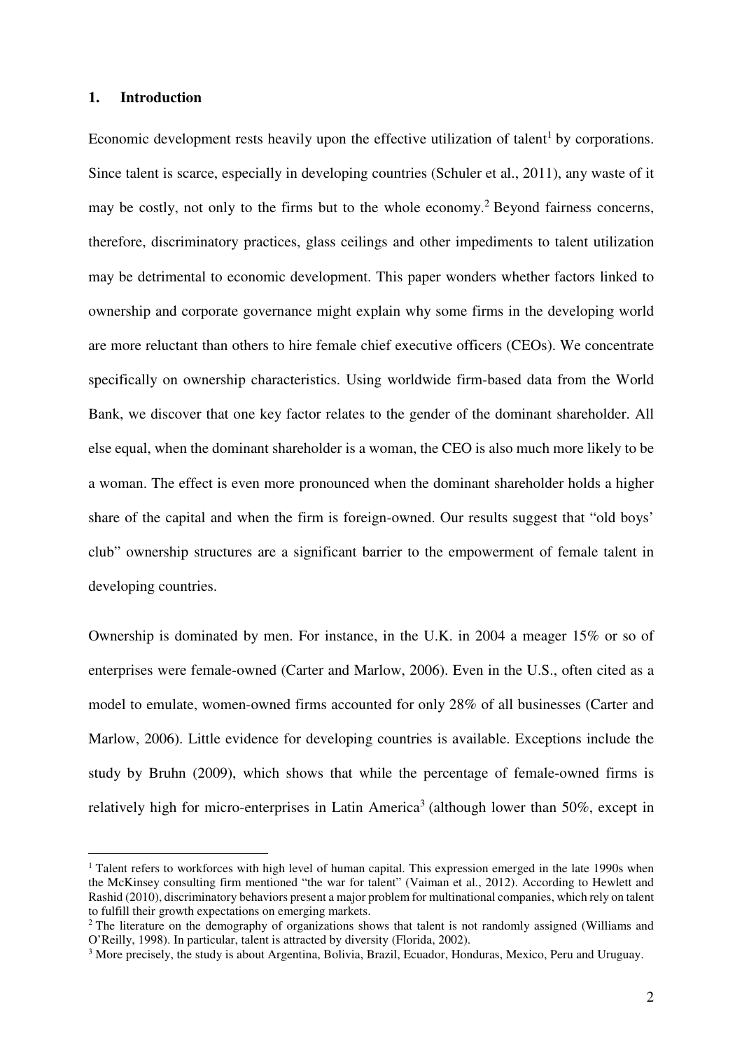## 1. Introduction

Economic development rests heavily upon the effective utilization of talent[1] by corporations. Since talent is scarce, especially in developing countries (Schuler et al., 2011), any waste of it may be costly, not only to the firms but to the whole economy.[2] Beyond fairness concerns, therefore, discriminatory practices, glass ceilings and other impediments to talent utilization may be detrimental to economic development. This paper wonders whether factors linked to ownership and corporate governance might explain why some firms in the developing world are more reluctant than others to hire female chief executive officers (CEOs). We concentrate specifically on ownership characteristics. Using worldwide firm-based data from the World Bank, we discover that one key factor relates to the gender of the dominant shareholder. All else equal, when the dominant shareholder is a woman, the CEO is also much more likely to be a woman. The effect is even more pronounced when the dominant shareholder holds a higher share of the capital and when the firm is foreign-owned. Our results suggest that "old boys' club" ownership structures are a significant barrier to the empowerment of female talent in developing countries.

Ownership is dominated by men. For instance, in the U.K. in 2004 a meager 15% or so of enterprises were female-owned (Carter and Marlow, 2006). Even in the U.S., often cited as a model to emulate, women-owned firms accounted for only 28% of all businesses (Carter and Marlow, 2006). Little evidence for developing countries is available. Exceptions include the study by Bruhn (2009), which shows that while the percentage of female-owned firms is relatively high for micro-enterprises in Latin America[3] (although lower than 50%, except in

---

[1] Talent refers to workforces with high level of human capital. This expression emerged in the late 1990s when the McKinsey consulting firm mentioned "the war for talent" (Vaiman et al., 2012). According to Hewlett and Rashid (2010), discriminatory behaviors present a major problem for multinational companies, which rely on talent to fulfill their growth expectations on emerging markets.

[2] The literature on the demography of organizations shows that talent is not randomly assigned (Williams and O'Reilly, 1998). In particular, talent is attracted by diversity (Florida, 2002).

[3] More precisely, the study is about Argentina, Bolivia, Brazil, Ecuador, Honduras, Mexico, Peru and Uruguay.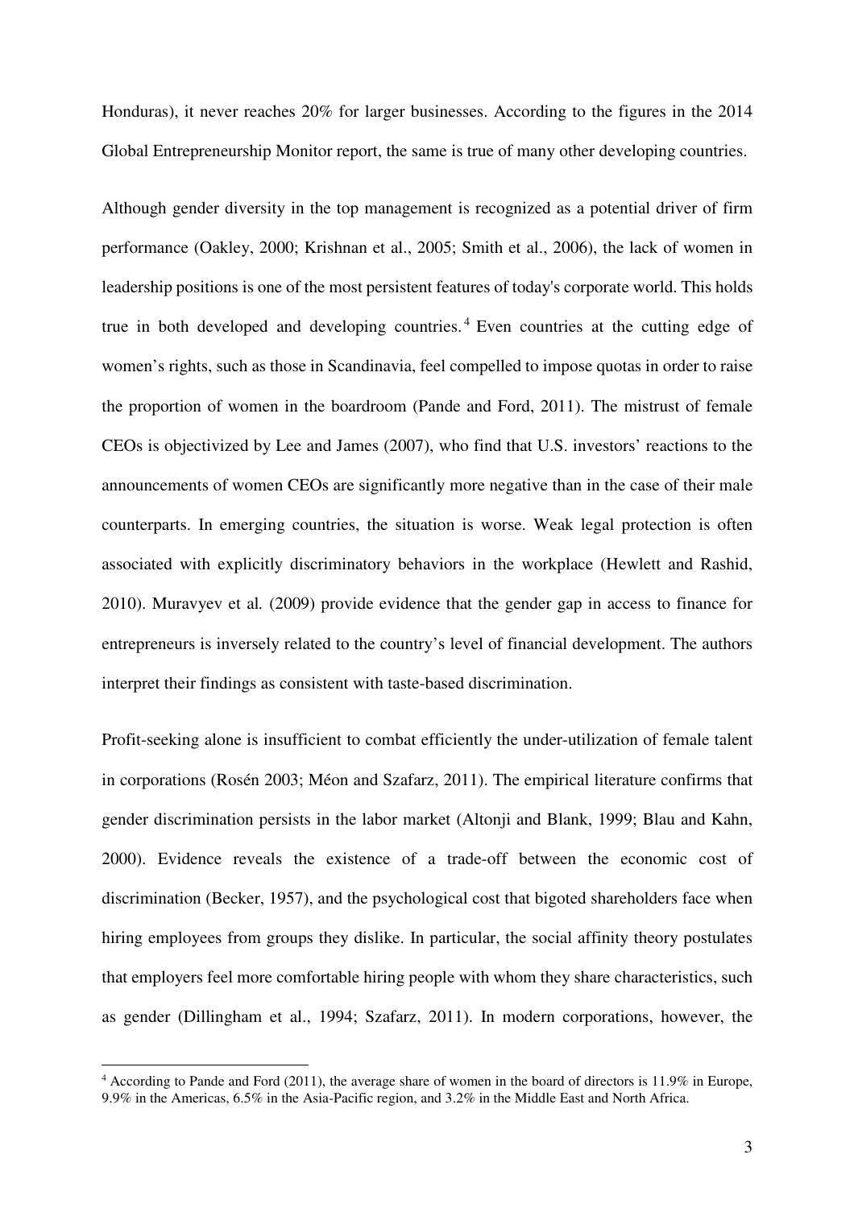Honduras), it never reaches 20% for larger businesses. According to the figures in the 2014 Global Entrepreneurship Monitor report, the same is true of many other developing countries.

Although gender diversity in the top management is recognized as a potential driver of firm performance (Oakley, 2000; Krishnan et al., 2005; Smith et al., 2006), the lack of women in leadership positions is one of the most persistent features of today's corporate world. This holds true in both developed and developing countries.[4] Even countries at the cutting edge of women's rights, such as those in Scandinavia, feel compelled to impose quotas in order to raise the proportion of women in the boardroom (Pande and Ford, 2011). The mistrust of female CEOs is objectivized by Lee and James (2007), who find that U.S. investors' reactions to the announcements of women CEOs are significantly more negative than in the case of their male counterparts. In emerging countries, the situation is worse. Weak legal protection is often associated with explicitly discriminatory behaviors in the workplace (Hewlett and Rashid, 2010). Muravyev et al*.* (2009) provide evidence that the gender gap in access to finance for entrepreneurs is inversely related to the country's level of financial development. The authors interpret their findings as consistent with taste-based discrimination.

Profit-seeking alone is insufficient to combat efficiently the under-utilization of female talent in corporations (Rosén 2003; Méon and Szafarz, 2011). The empirical literature confirms that gender discrimination persists in the labor market (Altonji and Blank, 1999; Blau and Kahn, 2000). Evidence reveals the existence of a trade-off between the economic cost of discrimination (Becker, 1957), and the psychological cost that bigoted shareholders face when hiring employees from groups they dislike. In particular, the social affinity theory postulates that employers feel more comfortable hiring people with whom they share characteristics, such as gender (Dillingham et al., 1994; Szafarz, 2011). In modern corporations, however, the

---

[4] According to Pande and Ford (2011), the average share of women in the board of directors is 11.9% in Europe, 9.9% in the Americas, 6.5% in the Asia-Pacific region, and 3.2% in the Middle East and North Africa.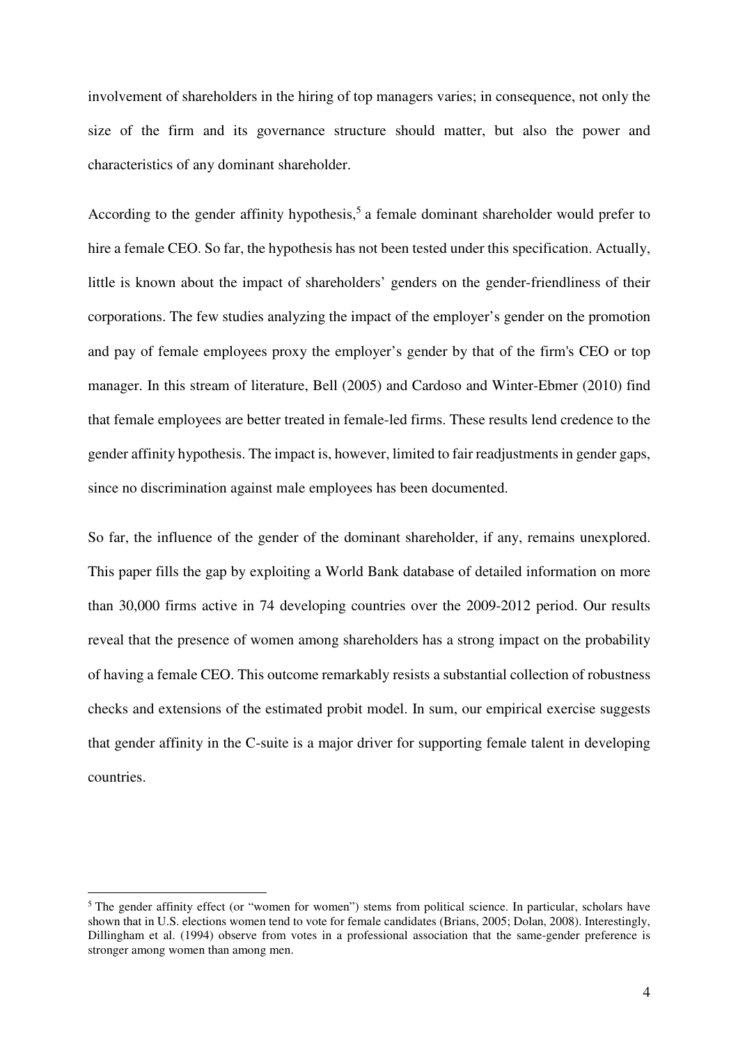involvement of shareholders in the hiring of top managers varies; in consequence, not only the size of the firm and its governance structure should matter, but also the power and characteristics of any dominant shareholder.

According to the gender affinity hypothesis,[5] a female dominant shareholder would prefer to hire a female CEO. So far, the hypothesis has not been tested under this specification. Actually, little is known about the impact of shareholders' genders on the gender-friendliness of their corporations. The few studies analyzing the impact of the employer's gender on the promotion and pay of female employees proxy the employer's gender by that of the firm's CEO or top manager. In this stream of literature, Bell (2005) and Cardoso and Winter-Ebmer (2010) find that female employees are better treated in female-led firms. These results lend credence to the gender affinity hypothesis. The impact is, however, limited to fair readjustments in gender gaps, since no discrimination against male employees has been documented.

So far, the influence of the gender of the dominant shareholder, if any, remains unexplored. This paper fills the gap by exploiting a World Bank database of detailed information on more than 30,000 firms active in 74 developing countries over the 2009-2012 period. Our results reveal that the presence of women among shareholders has a strong impact on the probability of having a female CEO. This outcome remarkably resists a substantial collection of robustness checks and extensions of the estimated probit model. In sum, our empirical exercise suggests that gender affinity in the C-suite is a major driver for supporting female talent in developing countries.

---

[5] The gender affinity effect (or "women for women") stems from political science. In particular, scholars have shown that in U.S. elections women tend to vote for female candidates (Brians, 2005; Dolan, 2008). Interestingly, Dillingham et al. (1994) observe from votes in a professional association that the same-gender preference is stronger among women than among men.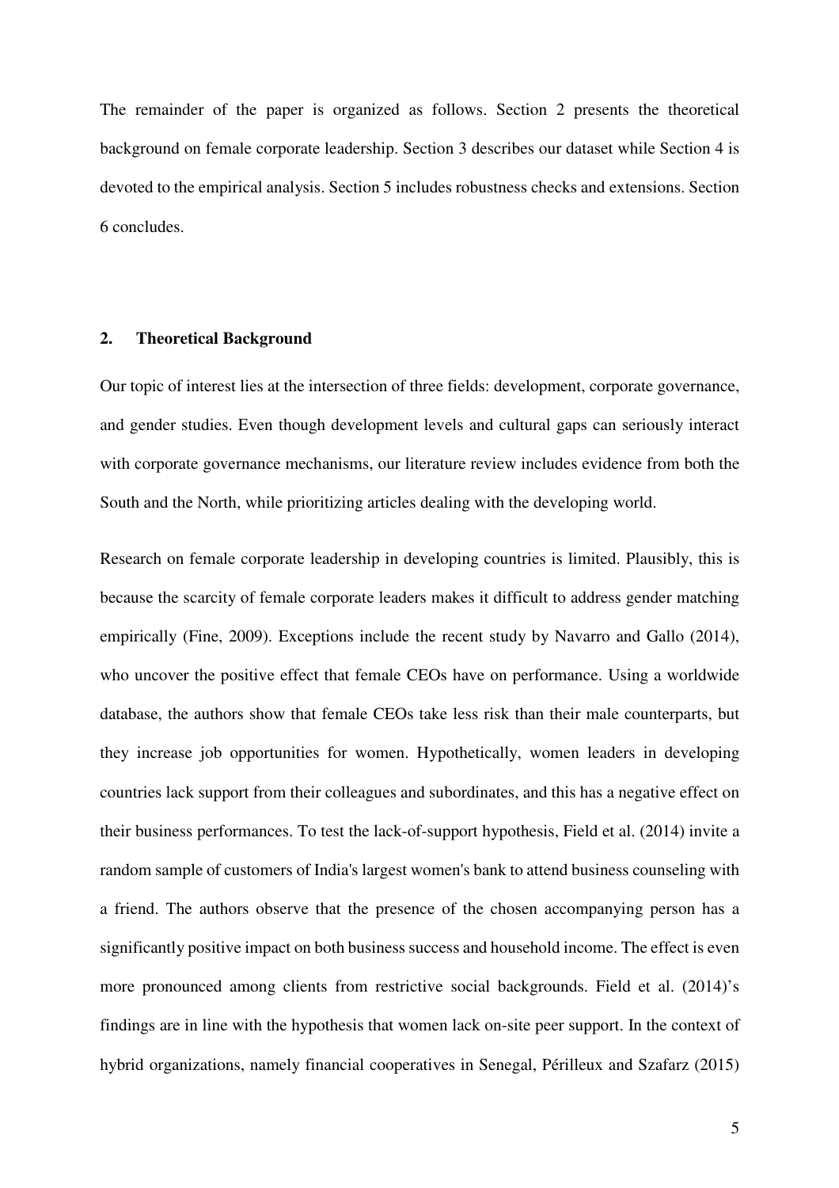The remainder of the paper is organized as follows. Section 2 presents the theoretical background on female corporate leadership. Section 3 describes our dataset while Section 4 is devoted to the empirical analysis. Section 5 includes robustness checks and extensions. Section 6 concludes.

## 2. Theoretical Background

Our topic of interest lies at the intersection of three fields: development, corporate governance, and gender studies. Even though development levels and cultural gaps can seriously interact with corporate governance mechanisms, our literature review includes evidence from both the South and the North, while prioritizing articles dealing with the developing world.

Research on female corporate leadership in developing countries is limited. Plausibly, this is because the scarcity of female corporate leaders makes it difficult to address gender matching empirically (Fine, 2009). Exceptions include the recent study by Navarro and Gallo (2014), who uncover the positive effect that female CEOs have on performance. Using a worldwide database, the authors show that female CEOs take less risk than their male counterparts, but they increase job opportunities for women. Hypothetically, women leaders in developing countries lack support from their colleagues and subordinates, and this has a negative effect on their business performances. To test the lack-of-support hypothesis, Field et al. (2014) invite a random sample of customers of India's largest women's bank to attend business counseling with a friend. The authors observe that the presence of the chosen accompanying person has a significantly positive impact on both business success and household income. The effect is even more pronounced among clients from restrictive social backgrounds. Field et al. (2014)'s findings are in line with the hypothesis that women lack on-site peer support. In the context of hybrid organizations, namely financial cooperatives in Senegal, Périlleux and Szafarz (2015)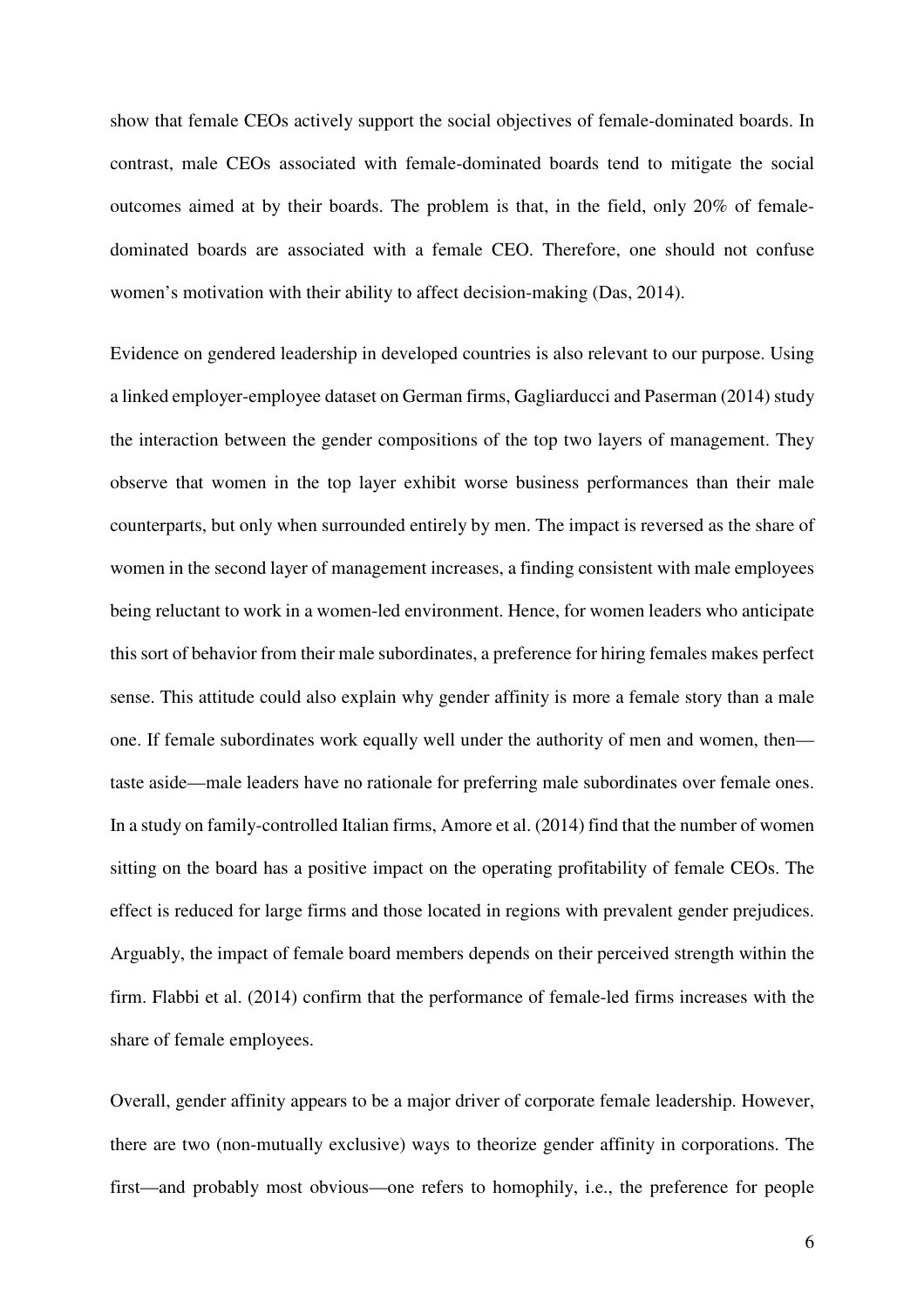show that female CEOs actively support the social objectives of female-dominated boards. In contrast, male CEOs associated with female-dominated boards tend to mitigate the social outcomes aimed at by their boards. The problem is that, in the field, only 20% of female-dominated boards are associated with a female CEO. Therefore, one should not confuse women's motivation with their ability to affect decision-making (Das, 2014).

Evidence on gendered leadership in developed countries is also relevant to our purpose. Using a linked employer-employee dataset on German firms, Gagliarducci and Paserman (2014) study the interaction between the gender compositions of the top two layers of management. They observe that women in the top layer exhibit worse business performances than their male counterparts, but only when surrounded entirely by men. The impact is reversed as the share of women in the second layer of management increases, a finding consistent with male employees being reluctant to work in a women-led environment. Hence, for women leaders who anticipate this sort of behavior from their male subordinates, a preference for hiring females makes perfect sense. This attitude could also explain why gender affinity is more a female story than a male one. If female subordinates work equally well under the authority of men and women, then—taste aside—male leaders have no rationale for preferring male subordinates over female ones. In a study on family-controlled Italian firms, Amore et al. (2014) find that the number of women sitting on the board has a positive impact on the operating profitability of female CEOs. The effect is reduced for large firms and those located in regions with prevalent gender prejudices. Arguably, the impact of female board members depends on their perceived strength within the firm. Flabbi et al. (2014) confirm that the performance of female-led firms increases with the share of female employees.

Overall, gender affinity appears to be a major driver of corporate female leadership. However, there are two (non-mutually exclusive) ways to theorize gender affinity in corporations. The first—and probably most obvious—one refers to homophily, i.e., the preference for people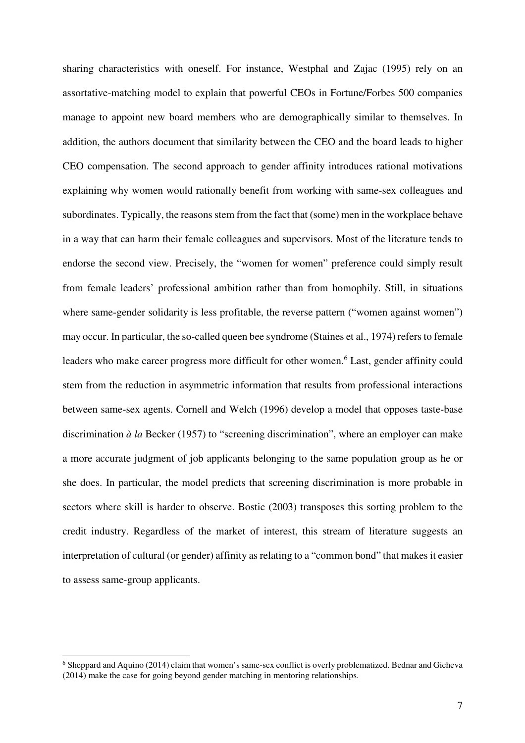sharing characteristics with oneself. For instance, Westphal and Zajac (1995) rely on an assortative-matching model to explain that powerful CEOs in Fortune/Forbes 500 companies manage to appoint new board members who are demographically similar to themselves. In addition, the authors document that similarity between the CEO and the board leads to higher CEO compensation. The second approach to gender affinity introduces rational motivations explaining why women would rationally benefit from working with same-sex colleagues and subordinates. Typically, the reasons stem from the fact that (some) men in the workplace behave in a way that can harm their female colleagues and supervisors. Most of the literature tends to endorse the second view. Precisely, the "women for women" preference could simply result from female leaders' professional ambition rather than from homophily. Still, in situations where same-gender solidarity is less profitable, the reverse pattern ("women against women") may occur. In particular, the so-called queen bee syndrome (Staines et al., 1974) refers to female leaders who make career progress more difficult for other women.[6] Last, gender affinity could stem from the reduction in asymmetric information that results from professional interactions between same-sex agents. Cornell and Welch (1996) develop a model that opposes taste-base discrimination *à la* Becker (1957) to "screening discrimination", where an employer can make a more accurate judgment of job applicants belonging to the same population group as he or she does. In particular, the model predicts that screening discrimination is more probable in sectors where skill is harder to observe. Bostic (2003) transposes this sorting problem to the credit industry. Regardless of the market of interest, this stream of literature suggests an interpretation of cultural (or gender) affinity as relating to a "common bond" that makes it easier to assess same-group applicants.

[6] Sheppard and Aquino (2014) claim that women's same-sex conflict is overly problematized. Bednar and Gicheva (2014) make the case for going beyond gender matching in mentoring relationships.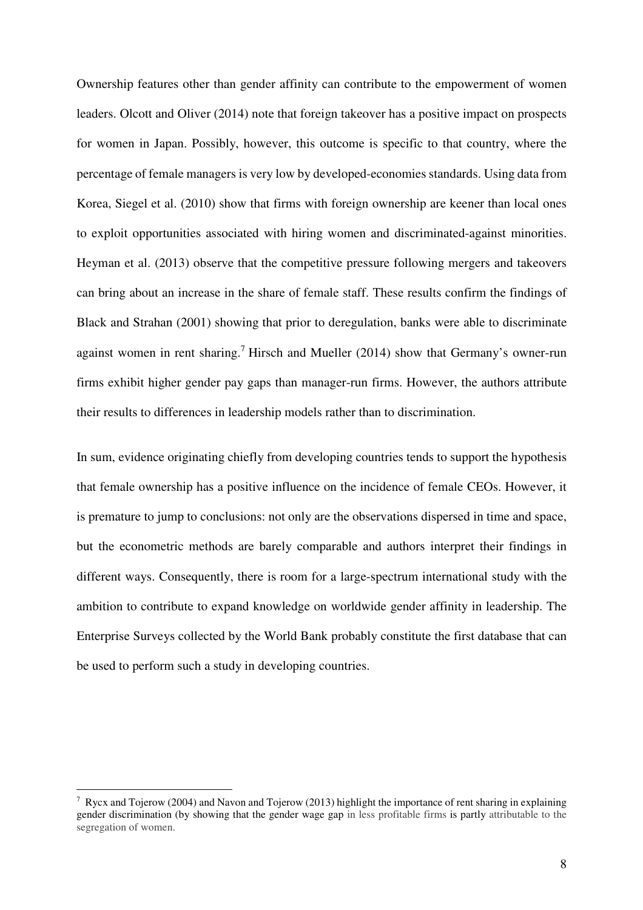Ownership features other than gender affinity can contribute to the empowerment of women leaders. Olcott and Oliver (2014) note that foreign takeover has a positive impact on prospects for women in Japan. Possibly, however, this outcome is specific to that country, where the percentage of female managers is very low by developed-economies standards. Using data from Korea, Siegel et al. (2010) show that firms with foreign ownership are keener than local ones to exploit opportunities associated with hiring women and discriminated-against minorities. Heyman et al. (2013) observe that the competitive pressure following mergers and takeovers can bring about an increase in the share of female staff. These results confirm the findings of Black and Strahan (2001) showing that prior to deregulation, banks were able to discriminate against women in rent sharing.[7] Hirsch and Mueller (2014) show that Germany's owner-run firms exhibit higher gender pay gaps than manager-run firms. However, the authors attribute their results to differences in leadership models rather than to discrimination.

In sum, evidence originating chiefly from developing countries tends to support the hypothesis that female ownership has a positive influence on the incidence of female CEOs. However, it is premature to jump to conclusions: not only are the observations dispersed in time and space, but the econometric methods are barely comparable and authors interpret their findings in different ways. Consequently, there is room for a large-spectrum international study with the ambition to contribute to expand knowledge on worldwide gender affinity in leadership. The Enterprise Surveys collected by the World Bank probably constitute the first database that can be used to perform such a study in developing countries.

[7] Rycx and Tojerow (2004) and Navon and Tojerow (2013) highlight the importance of rent sharing in explaining gender discrimination (by showing that the gender wage gap in less profitable firms is partly attributable to the segregation of women.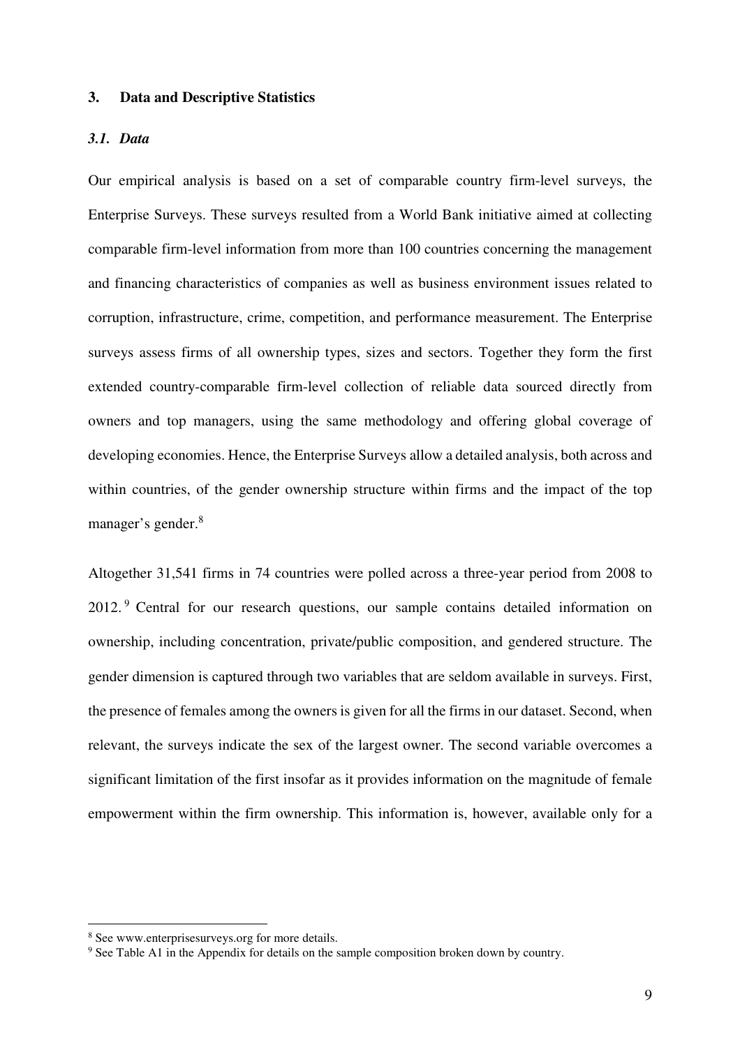## 3. Data and Descriptive Statistics

### *3.1. Data*

Our empirical analysis is based on a set of comparable country firm-level surveys, the Enterprise Surveys. These surveys resulted from a World Bank initiative aimed at collecting comparable firm-level information from more than 100 countries concerning the management and financing characteristics of companies as well as business environment issues related to corruption, infrastructure, crime, competition, and performance measurement. The Enterprise surveys assess firms of all ownership types, sizes and sectors. Together they form the first extended country-comparable firm-level collection of reliable data sourced directly from owners and top managers, using the same methodology and offering global coverage of developing economies. Hence, the Enterprise Surveys allow a detailed analysis, both across and within countries, of the gender ownership structure within firms and the impact of the top manager's gender.[8]

Altogether 31,541 firms in 74 countries were polled across a three-year period from 2008 to 2012.[9] Central for our research questions, our sample contains detailed information on ownership, including concentration, private/public composition, and gendered structure. The gender dimension is captured through two variables that are seldom available in surveys. First, the presence of females among the owners is given for all the firms in our dataset. Second, when relevant, the surveys indicate the sex of the largest owner. The second variable overcomes a significant limitation of the first insofar as it provides information on the magnitude of female empowerment within the firm ownership. This information is, however, available only for a

---

[8] See www.enterprisesurveys.org for more details.

[9] See Table A1 in the Appendix for details on the sample composition broken down by country.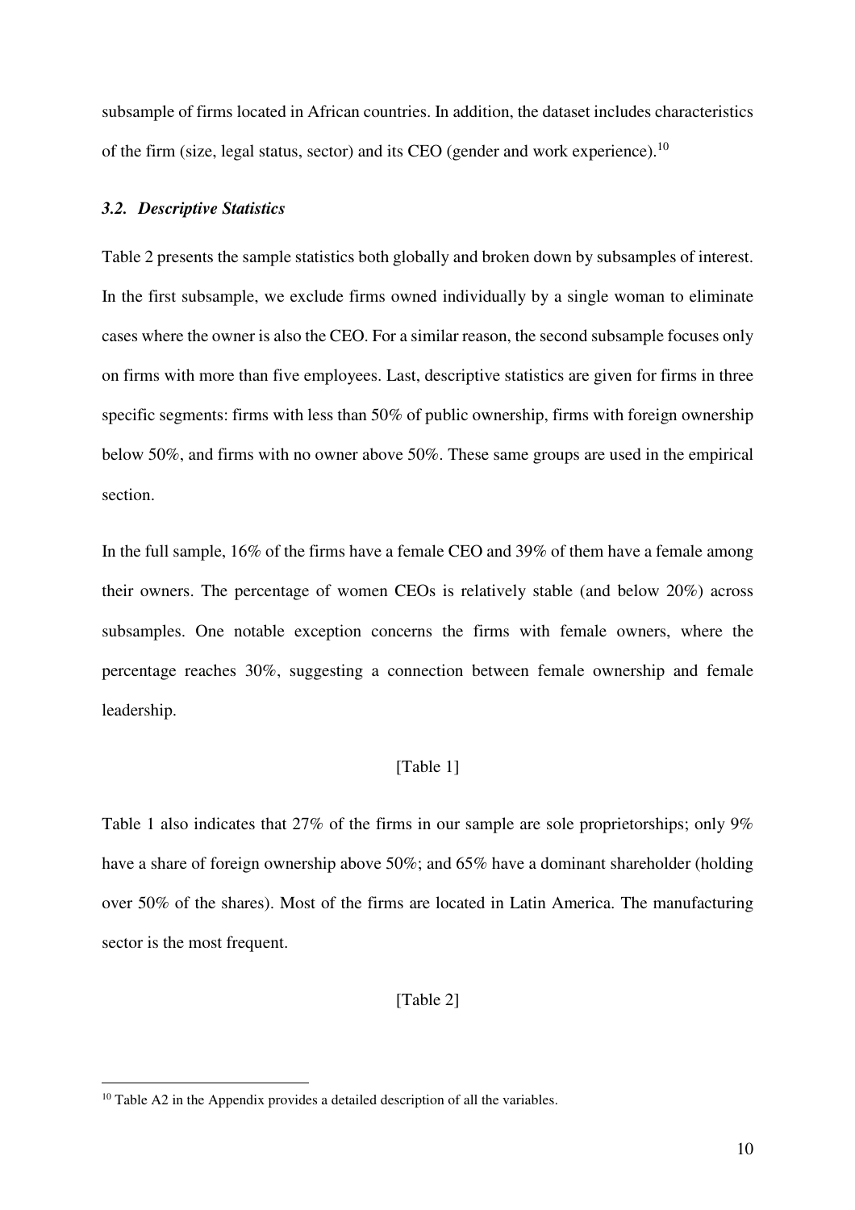subsample of firms located in African countries. In addition, the dataset includes characteristics of the firm (size, legal status, sector) and its CEO (gender and work experience).[10]

### *3.2. Descriptive Statistics*

Table 2 presents the sample statistics both globally and broken down by subsamples of interest. In the first subsample, we exclude firms owned individually by a single woman to eliminate cases where the owner is also the CEO. For a similar reason, the second subsample focuses only on firms with more than five employees. Last, descriptive statistics are given for firms in three specific segments: firms with less than 50% of public ownership, firms with foreign ownership below 50%, and firms with no owner above 50%. These same groups are used in the empirical section.

In the full sample, 16% of the firms have a female CEO and 39% of them have a female among their owners. The percentage of women CEOs is relatively stable (and below 20%) across subsamples. One notable exception concerns the firms with female owners, where the percentage reaches 30%, suggesting a connection between female ownership and female leadership.

[Table 1]

Table 1 also indicates that 27% of the firms in our sample are sole proprietorships; only 9% have a share of foreign ownership above 50%; and 65% have a dominant shareholder (holding over 50% of the shares). Most of the firms are located in Latin America. The manufacturing sector is the most frequent.

[Table 2]

[10] Table A2 in the Appendix provides a detailed description of all the variables.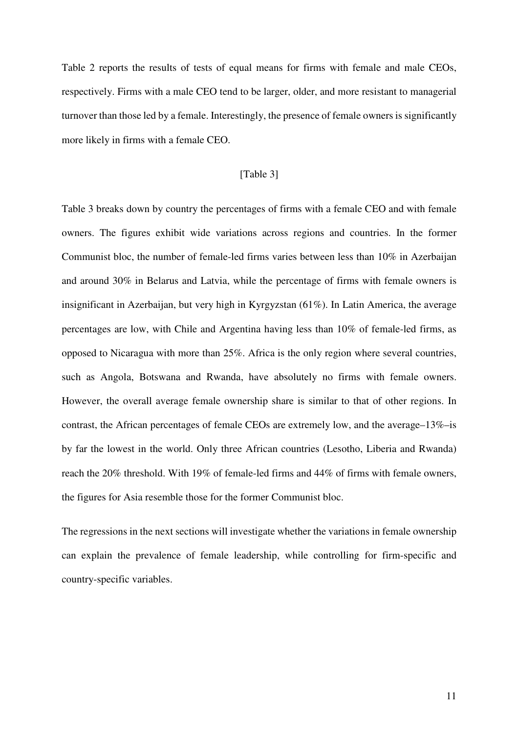Table 2 reports the results of tests of equal means for firms with female and male CEOs, respectively. Firms with a male CEO tend to be larger, older, and more resistant to managerial turnover than those led by a female. Interestingly, the presence of female owners is significantly more likely in firms with a female CEO.

[Table 3]

Table 3 breaks down by country the percentages of firms with a female CEO and with female owners. The figures exhibit wide variations across regions and countries. In the former Communist bloc, the number of female-led firms varies between less than 10% in Azerbaijan and around 30% in Belarus and Latvia, while the percentage of firms with female owners is insignificant in Azerbaijan, but very high in Kyrgyzstan (61%). In Latin America, the average percentages are low, with Chile and Argentina having less than 10% of female-led firms, as opposed to Nicaragua with more than 25%. Africa is the only region where several countries, such as Angola, Botswana and Rwanda, have absolutely no firms with female owners. However, the overall average female ownership share is similar to that of other regions. In contrast, the African percentages of female CEOs are extremely low, and the average–13%–is by far the lowest in the world. Only three African countries (Lesotho, Liberia and Rwanda) reach the 20% threshold. With 19% of female-led firms and 44% of firms with female owners, the figures for Asia resemble those for the former Communist bloc.

The regressions in the next sections will investigate whether the variations in female ownership can explain the prevalence of female leadership, while controlling for firm-specific and country-specific variables.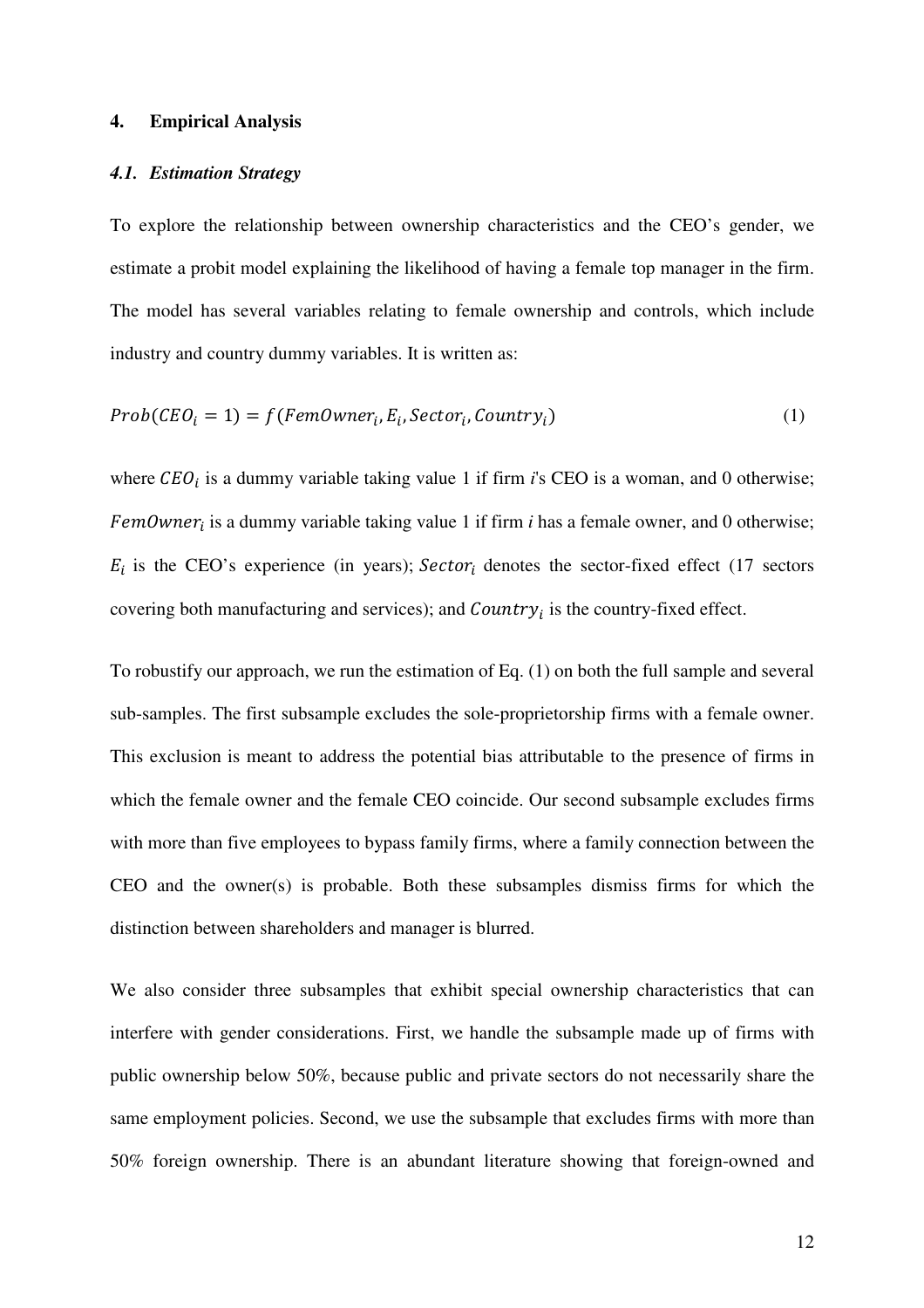## 4. Empirical Analysis

### *4.1. Estimation Strategy*

To explore the relationship between ownership characteristics and the CEO's gender, we estimate a probit model explaining the likelihood of having a female top manager in the firm. The model has several variables relating to female ownership and controls, which include industry and country dummy variables. It is written as:

$$Prob(CEO_i = 1) = f(FemOwner_i, E_i, Sector_i, Country_i) \tag{1}$$

where $CEO_i$ is a dummy variable taking value 1 if firm *i*'s CEO is a woman, and 0 otherwise; $FemOwner_i$ is a dummy variable taking value 1 if firm *i* has a female owner, and 0 otherwise; $E_i$ is the CEO's experience (in years); $Sector_i$ denotes the sector-fixed effect (17 sectors covering both manufacturing and services); and $Country_i$ is the country-fixed effect.

To robustify our approach, we run the estimation of Eq. (1) on both the full sample and several sub-samples. The first subsample excludes the sole-proprietorship firms with a female owner. This exclusion is meant to address the potential bias attributable to the presence of firms in which the female owner and the female CEO coincide. Our second subsample excludes firms with more than five employees to bypass family firms, where a family connection between the CEO and the owner(s) is probable. Both these subsamples dismiss firms for which the distinction between shareholders and manager is blurred.

We also consider three subsamples that exhibit special ownership characteristics that can interfere with gender considerations. First, we handle the subsample made up of firms with public ownership below 50%, because public and private sectors do not necessarily share the same employment policies. Second, we use the subsample that excludes firms with more than 50% foreign ownership. There is an abundant literature showing that foreign-owned and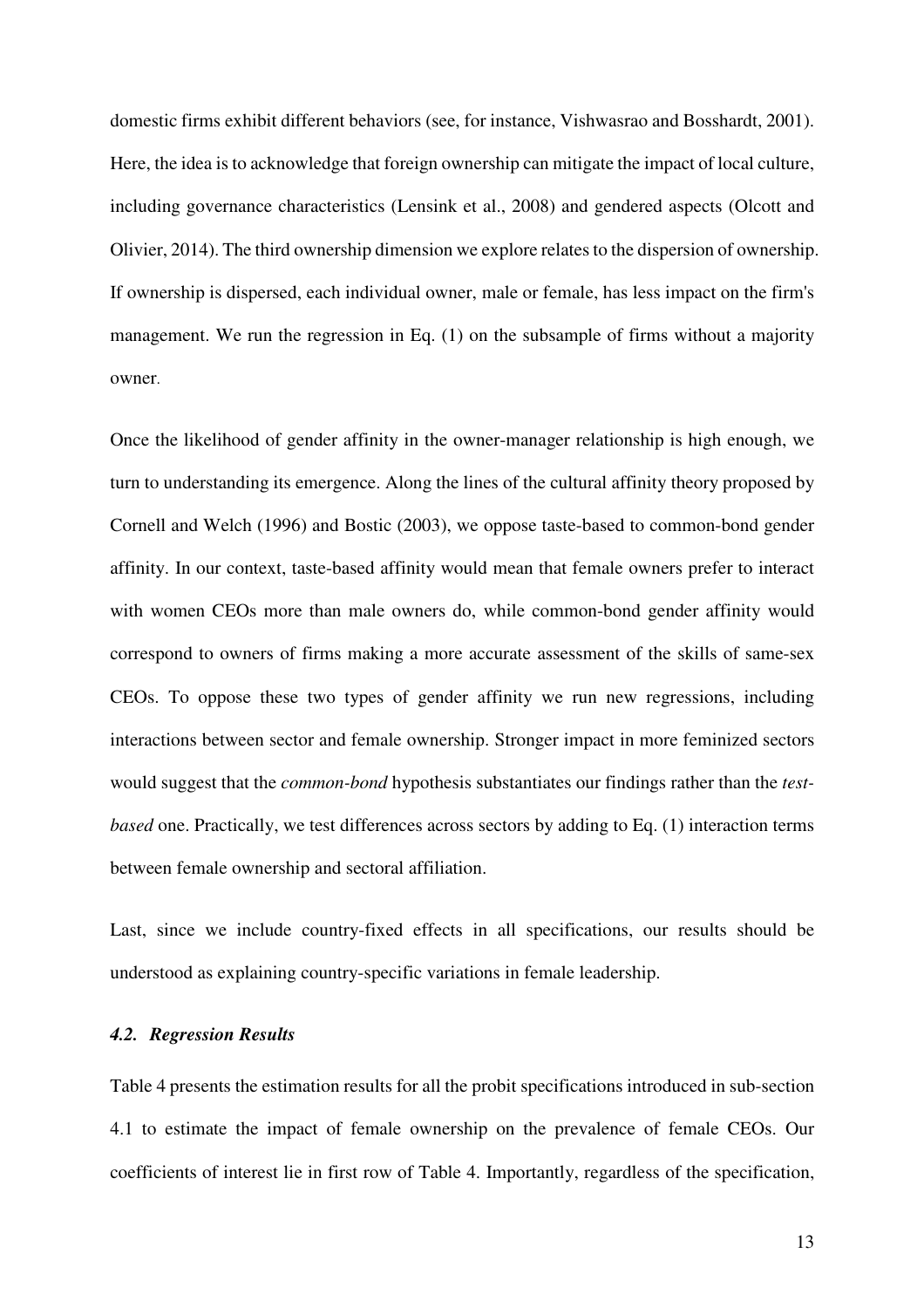domestic firms exhibit different behaviors (see, for instance, Vishwasrao and Bosshardt, 2001). Here, the idea is to acknowledge that foreign ownership can mitigate the impact of local culture, including governance characteristics (Lensink et al., 2008) and gendered aspects (Olcott and Olivier, 2014). The third ownership dimension we explore relates to the dispersion of ownership. If ownership is dispersed, each individual owner, male or female, has less impact on the firm's management. We run the regression in Eq. (1) on the subsample of firms without a majority owner.

Once the likelihood of gender affinity in the owner-manager relationship is high enough, we turn to understanding its emergence. Along the lines of the cultural affinity theory proposed by Cornell and Welch (1996) and Bostic (2003), we oppose taste-based to common-bond gender affinity. In our context, taste-based affinity would mean that female owners prefer to interact with women CEOs more than male owners do, while common-bond gender affinity would correspond to owners of firms making a more accurate assessment of the skills of same-sex CEOs. To oppose these two types of gender affinity we run new regressions, including interactions between sector and female ownership. Stronger impact in more feminized sectors would suggest that the *common-bond* hypothesis substantiates our findings rather than the *test-based* one. Practically, we test differences across sectors by adding to Eq. (1) interaction terms between female ownership and sectoral affiliation.

Last, since we include country-fixed effects in all specifications, our results should be understood as explaining country-specific variations in female leadership.

### *4.2. Regression Results*

Table 4 presents the estimation results for all the probit specifications introduced in sub-section 4.1 to estimate the impact of female ownership on the prevalence of female CEOs. Our coefficients of interest lie in first row of Table 4. Importantly, regardless of the specification,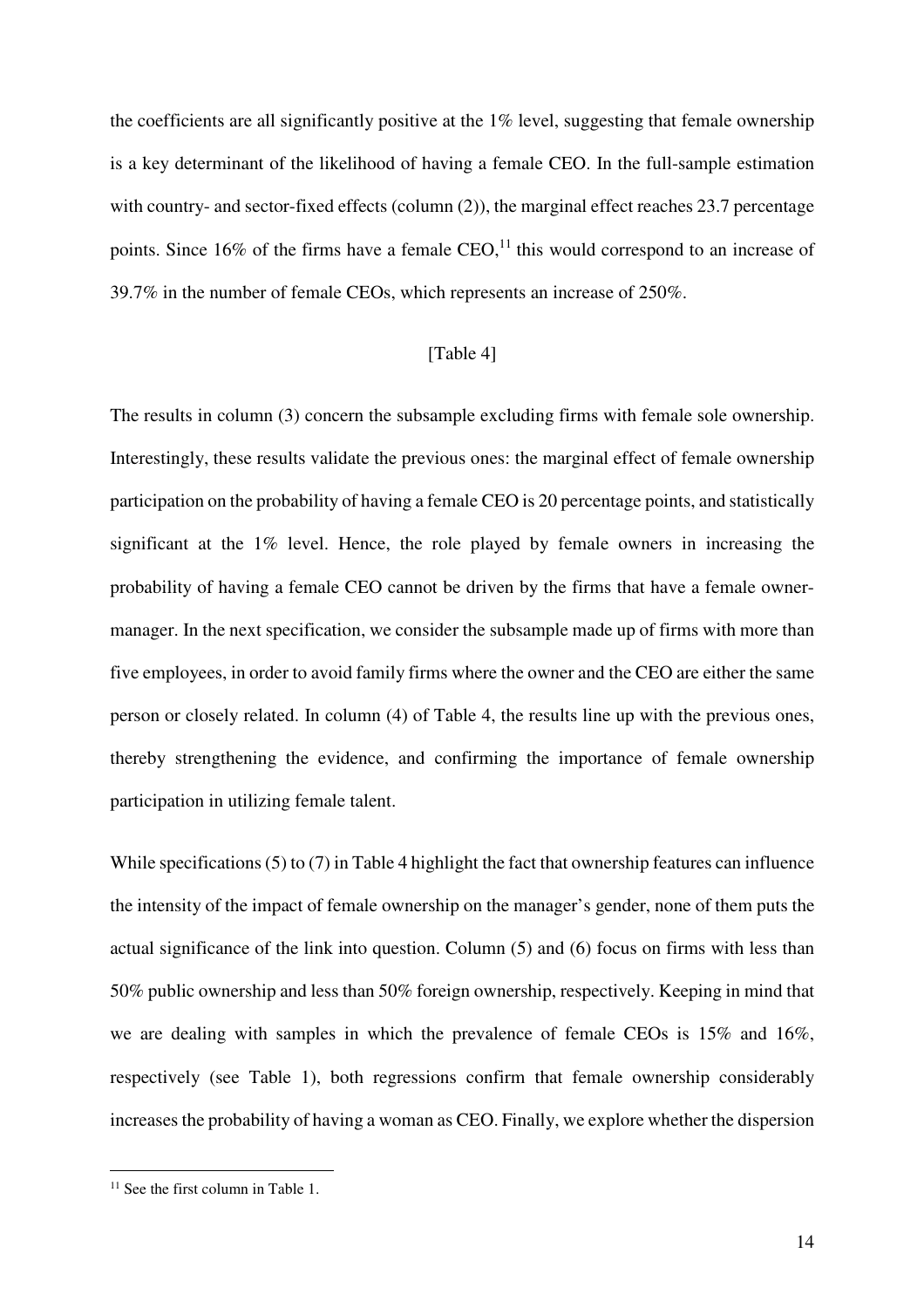the coefficients are all significantly positive at the 1% level, suggesting that female ownership is a key determinant of the likelihood of having a female CEO. In the full-sample estimation with country- and sector-fixed effects (column (2)), the marginal effect reaches 23.7 percentage points. Since 16% of the firms have a female CEO,[11] this would correspond to an increase of 39.7% in the number of female CEOs, which represents an increase of 250%.

[Table 4]

The results in column (3) concern the subsample excluding firms with female sole ownership. Interestingly, these results validate the previous ones: the marginal effect of female ownership participation on the probability of having a female CEO is 20 percentage points, and statistically significant at the 1% level. Hence, the role played by female owners in increasing the probability of having a female CEO cannot be driven by the firms that have a female owner-manager. In the next specification, we consider the subsample made up of firms with more than five employees, in order to avoid family firms where the owner and the CEO are either the same person or closely related. In column (4) of Table 4, the results line up with the previous ones, thereby strengthening the evidence, and confirming the importance of female ownership participation in utilizing female talent.

While specifications (5) to (7) in Table 4 highlight the fact that ownership features can influence the intensity of the impact of female ownership on the manager's gender, none of them puts the actual significance of the link into question. Column (5) and (6) focus on firms with less than 50% public ownership and less than 50% foreign ownership, respectively. Keeping in mind that we are dealing with samples in which the prevalence of female CEOs is 15% and 16%, respectively (see Table 1), both regressions confirm that female ownership considerably increases the probability of having a woman as CEO. Finally, we explore whether the dispersion

[11] See the first column in Table 1.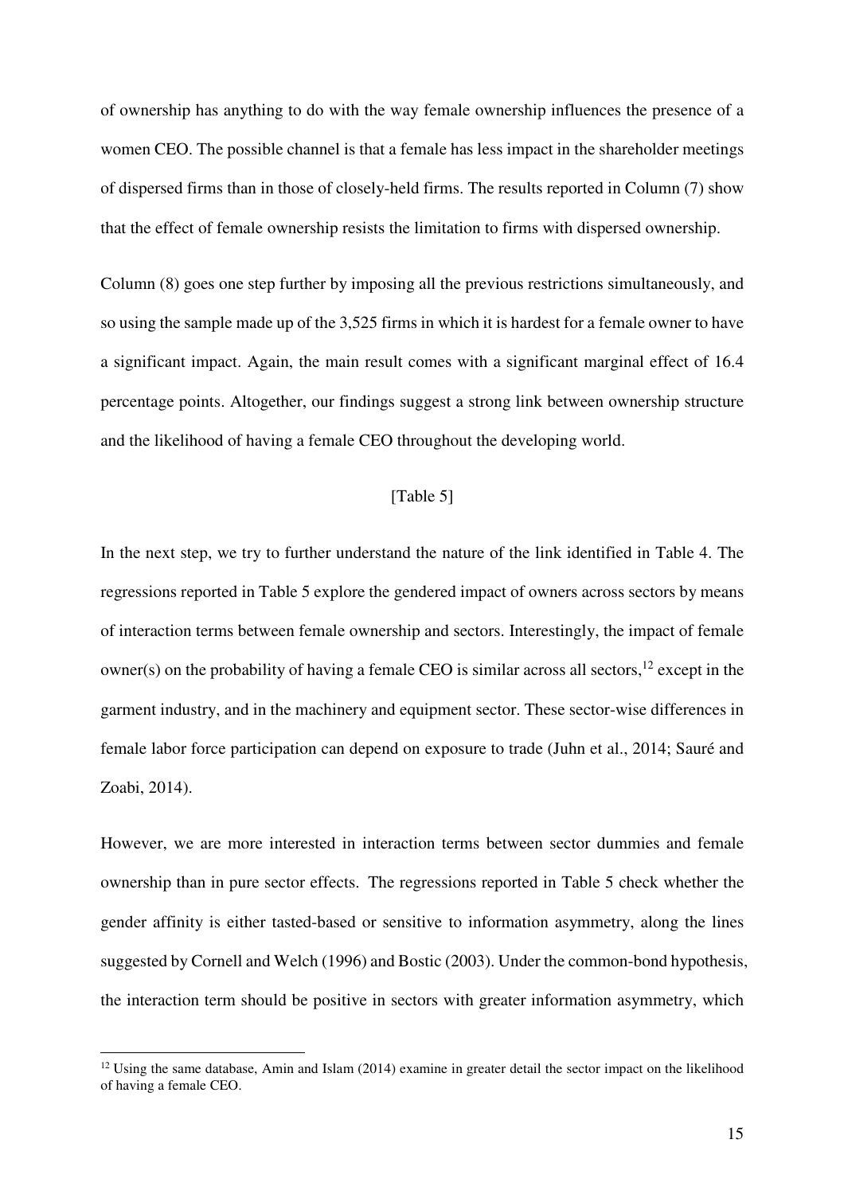of ownership has anything to do with the way female ownership influences the presence of a women CEO. The possible channel is that a female has less impact in the shareholder meetings of dispersed firms than in those of closely-held firms. The results reported in Column (7) show that the effect of female ownership resists the limitation to firms with dispersed ownership.

Column (8) goes one step further by imposing all the previous restrictions simultaneously, and so using the sample made up of the 3,525 firms in which it is hardest for a female owner to have a significant impact. Again, the main result comes with a significant marginal effect of 16.4 percentage points. Altogether, our findings suggest a strong link between ownership structure and the likelihood of having a female CEO throughout the developing world.

[Table 5]

In the next step, we try to further understand the nature of the link identified in Table 4. The regressions reported in Table 5 explore the gendered impact of owners across sectors by means of interaction terms between female ownership and sectors. Interestingly, the impact of female owner(s) on the probability of having a female CEO is similar across all sectors,[12] except in the garment industry, and in the machinery and equipment sector. These sector-wise differences in female labor force participation can depend on exposure to trade (Juhn et al., 2014; Sauré and Zoabi, 2014).

However, we are more interested in interaction terms between sector dummies and female ownership than in pure sector effects. The regressions reported in Table 5 check whether the gender affinity is either tasted-based or sensitive to information asymmetry, along the lines suggested by Cornell and Welch (1996) and Bostic (2003). Under the common-bond hypothesis, the interaction term should be positive in sectors with greater information asymmetry, which

[12] Using the same database, Amin and Islam (2014) examine in greater detail the sector impact on the likelihood of having a female CEO.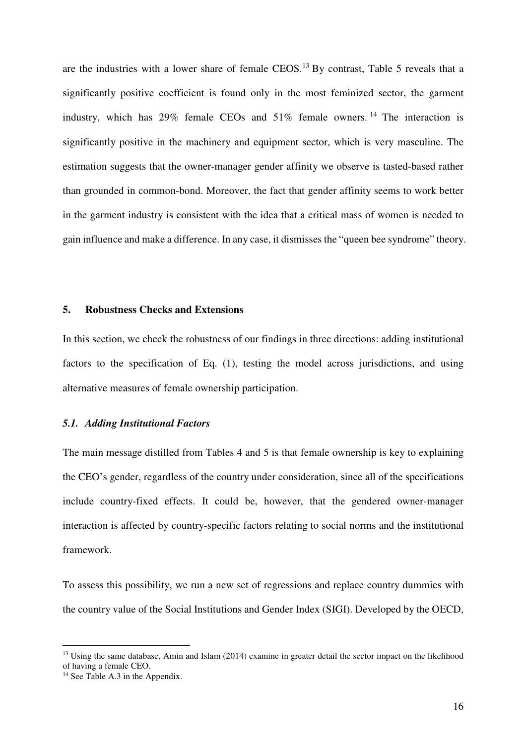are the industries with a lower share of female CEOS.[13] By contrast, Table 5 reveals that a significantly positive coefficient is found only in the most feminized sector, the garment industry, which has 29% female CEOs and 51% female owners.[14] The interaction is significantly positive in the machinery and equipment sector, which is very masculine. The estimation suggests that the owner-manager gender affinity we observe is tasted-based rather than grounded in common-bond. Moreover, the fact that gender affinity seems to work better in the garment industry is consistent with the idea that a critical mass of women is needed to gain influence and make a difference. In any case, it dismisses the "queen bee syndrome" theory.

## 5. Robustness Checks and Extensions

In this section, we check the robustness of our findings in three directions: adding institutional factors to the specification of Eq. (1), testing the model across jurisdictions, and using alternative measures of female ownership participation.

### *5.1. Adding Institutional Factors*

The main message distilled from Tables 4 and 5 is that female ownership is key to explaining the CEO's gender, regardless of the country under consideration, since all of the specifications include country-fixed effects. It could be, however, that the gendered owner-manager interaction is affected by country-specific factors relating to social norms and the institutional framework.

To assess this possibility, we run a new set of regressions and replace country dummies with the country value of the Social Institutions and Gender Index (SIGI). Developed by the OECD,

[13] Using the same database, Amin and Islam (2014) examine in greater detail the sector impact on the likelihood of having a female CEO.

[14] See Table A.3 in the Appendix.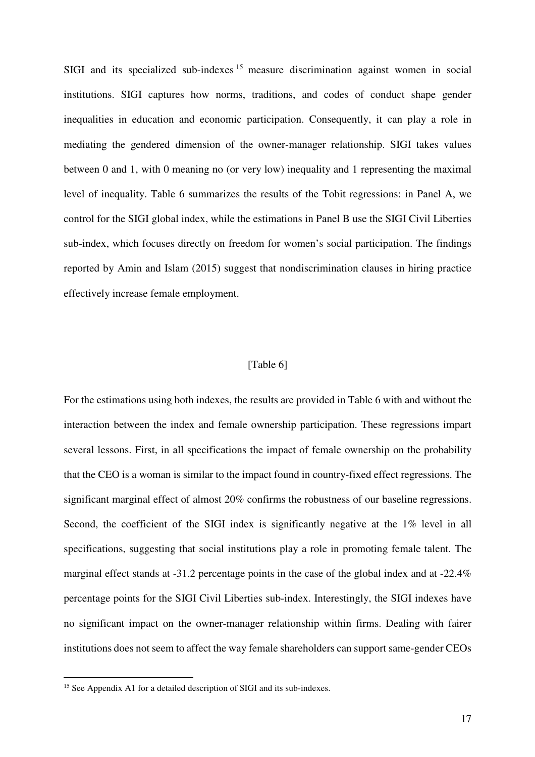SIGI and its specialized sub-indexes[15] measure discrimination against women in social institutions. SIGI captures how norms, traditions, and codes of conduct shape gender inequalities in education and economic participation. Consequently, it can play a role in mediating the gendered dimension of the owner-manager relationship. SIGI takes values between 0 and 1, with 0 meaning no (or very low) inequality and 1 representing the maximal level of inequality. Table 6 summarizes the results of the Tobit regressions: in Panel A, we control for the SIGI global index, while the estimations in Panel B use the SIGI Civil Liberties sub-index, which focuses directly on freedom for women's social participation. The findings reported by Amin and Islam (2015) suggest that nondiscrimination clauses in hiring practice effectively increase female employment.

[Table 6]

For the estimations using both indexes, the results are provided in Table 6 with and without the interaction between the index and female ownership participation. These regressions impart several lessons. First, in all specifications the impact of female ownership on the probability that the CEO is a woman is similar to the impact found in country-fixed effect regressions. The significant marginal effect of almost 20% confirms the robustness of our baseline regressions. Second, the coefficient of the SIGI index is significantly negative at the 1% level in all specifications, suggesting that social institutions play a role in promoting female talent. The marginal effect stands at -31.2 percentage points in the case of the global index and at -22.4% percentage points for the SIGI Civil Liberties sub-index. Interestingly, the SIGI indexes have no significant impact on the owner-manager relationship within firms. Dealing with fairer institutions does not seem to affect the way female shareholders can support same-gender CEOs

[15] See Appendix A1 for a detailed description of SIGI and its sub-indexes.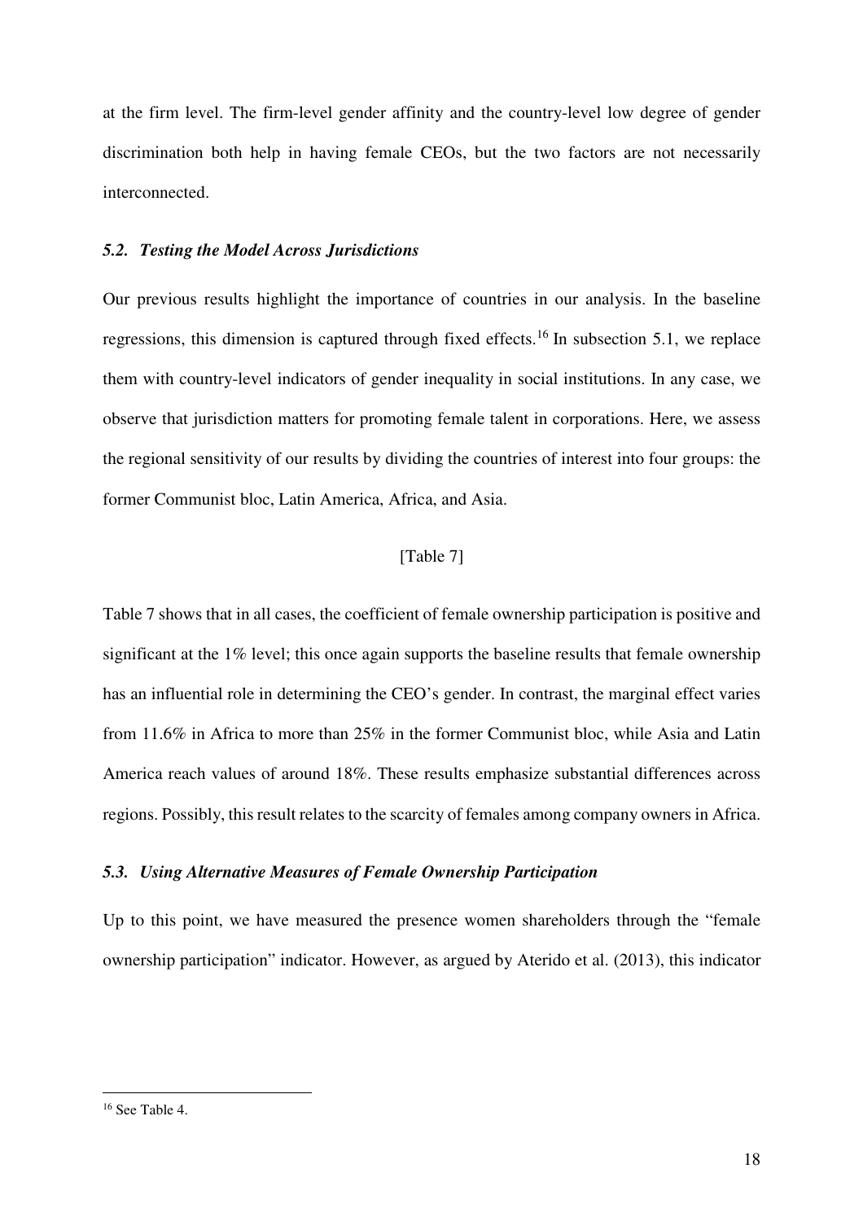at the firm level. The firm-level gender affinity and the country-level low degree of gender discrimination both help in having female CEOs, but the two factors are not necessarily interconnected.

### *5.2. Testing the Model Across Jurisdictions*

Our previous results highlight the importance of countries in our analysis. In the baseline regressions, this dimension is captured through fixed effects.[16] In subsection 5.1, we replace them with country-level indicators of gender inequality in social institutions. In any case, we observe that jurisdiction matters for promoting female talent in corporations. Here, we assess the regional sensitivity of our results by dividing the countries of interest into four groups: the former Communist bloc, Latin America, Africa, and Asia.

[Table 7]

Table 7 shows that in all cases, the coefficient of female ownership participation is positive and significant at the 1% level; this once again supports the baseline results that female ownership has an influential role in determining the CEO's gender. In contrast, the marginal effect varies from 11.6% in Africa to more than 25% in the former Communist bloc, while Asia and Latin America reach values of around 18%. These results emphasize substantial differences across regions. Possibly, this result relates to the scarcity of females among company owners in Africa.

### *5.3. Using Alternative Measures of Female Ownership Participation*

Up to this point, we have measured the presence women shareholders through the "female ownership participation" indicator. However, as argued by Aterido et al. (2013), this indicator

[16] See Table 4.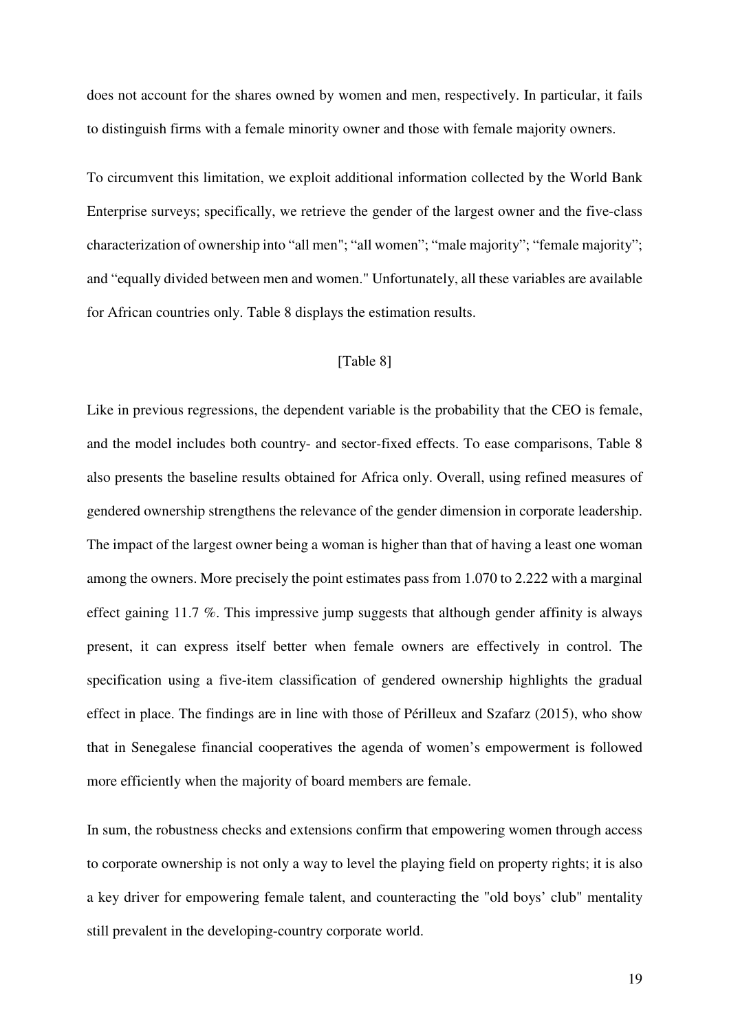does not account for the shares owned by women and men, respectively. In particular, it fails to distinguish firms with a female minority owner and those with female majority owners.

To circumvent this limitation, we exploit additional information collected by the World Bank Enterprise surveys; specifically, we retrieve the gender of the largest owner and the five-class characterization of ownership into "all men"; "all women"; "male majority"; "female majority"; and "equally divided between men and women." Unfortunately, all these variables are available for African countries only. Table 8 displays the estimation results.

[Table 8]

Like in previous regressions, the dependent variable is the probability that the CEO is female, and the model includes both country- and sector-fixed effects. To ease comparisons, Table 8 also presents the baseline results obtained for Africa only. Overall, using refined measures of gendered ownership strengthens the relevance of the gender dimension in corporate leadership. The impact of the largest owner being a woman is higher than that of having a least one woman among the owners. More precisely the point estimates pass from 1.070 to 2.222 with a marginal effect gaining 11.7 %. This impressive jump suggests that although gender affinity is always present, it can express itself better when female owners are effectively in control. The specification using a five-item classification of gendered ownership highlights the gradual effect in place. The findings are in line with those of Périlleux and Szafarz (2015), who show that in Senegalese financial cooperatives the agenda of women's empowerment is followed more efficiently when the majority of board members are female.

In sum, the robustness checks and extensions confirm that empowering women through access to corporate ownership is not only a way to level the playing field on property rights; it is also a key driver for empowering female talent, and counteracting the "old boys' club" mentality still prevalent in the developing-country corporate world.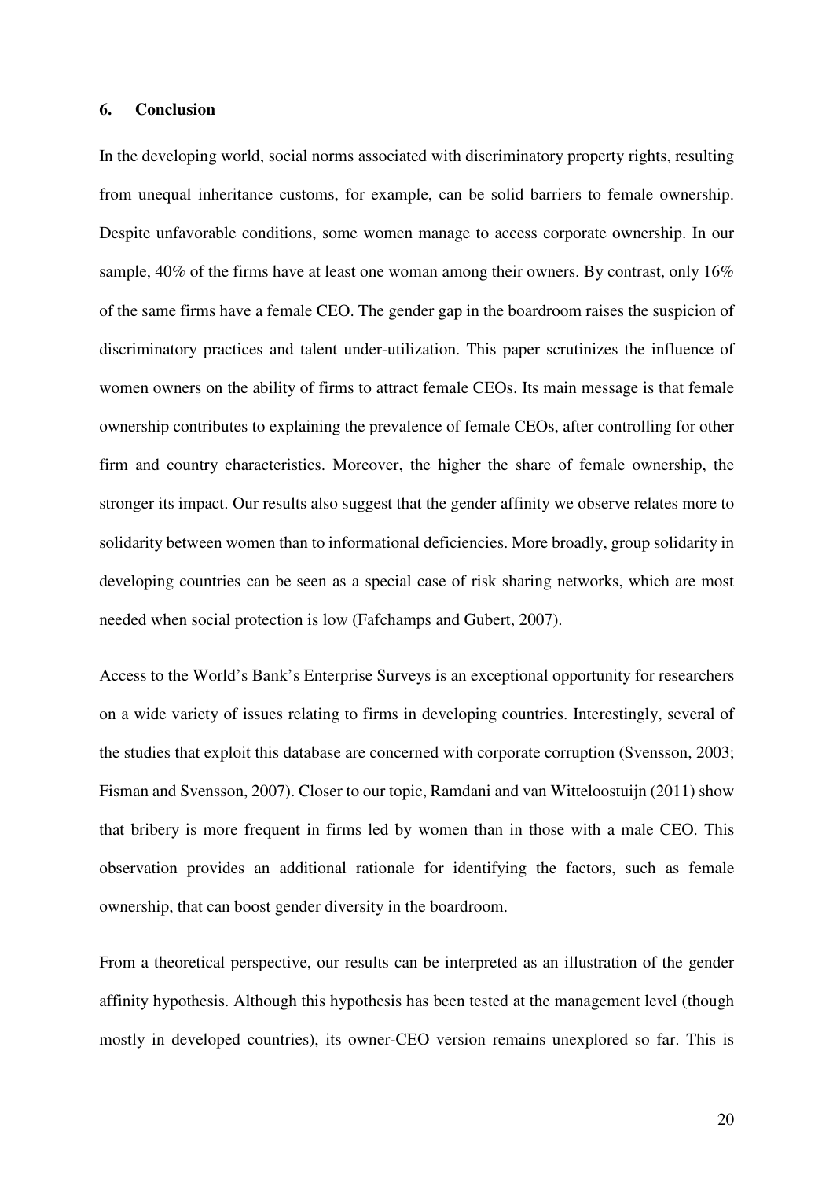## 6. Conclusion

In the developing world, social norms associated with discriminatory property rights, resulting from unequal inheritance customs, for example, can be solid barriers to female ownership. Despite unfavorable conditions, some women manage to access corporate ownership. In our sample, 40% of the firms have at least one woman among their owners. By contrast, only 16% of the same firms have a female CEO. The gender gap in the boardroom raises the suspicion of discriminatory practices and talent under-utilization. This paper scrutinizes the influence of women owners on the ability of firms to attract female CEOs. Its main message is that female ownership contributes to explaining the prevalence of female CEOs, after controlling for other firm and country characteristics. Moreover, the higher the share of female ownership, the stronger its impact. Our results also suggest that the gender affinity we observe relates more to solidarity between women than to informational deficiencies. More broadly, group solidarity in developing countries can be seen as a special case of risk sharing networks, which are most needed when social protection is low (Fafchamps and Gubert, 2007).

Access to the World's Bank's Enterprise Surveys is an exceptional opportunity for researchers on a wide variety of issues relating to firms in developing countries. Interestingly, several of the studies that exploit this database are concerned with corporate corruption (Svensson, 2003; Fisman and Svensson, 2007). Closer to our topic, Ramdani and van Witteloostuijn (2011) show that bribery is more frequent in firms led by women than in those with a male CEO. This observation provides an additional rationale for identifying the factors, such as female ownership, that can boost gender diversity in the boardroom.

From a theoretical perspective, our results can be interpreted as an illustration of the gender affinity hypothesis. Although this hypothesis has been tested at the management level (though mostly in developed countries), its owner-CEO version remains unexplored so far. This is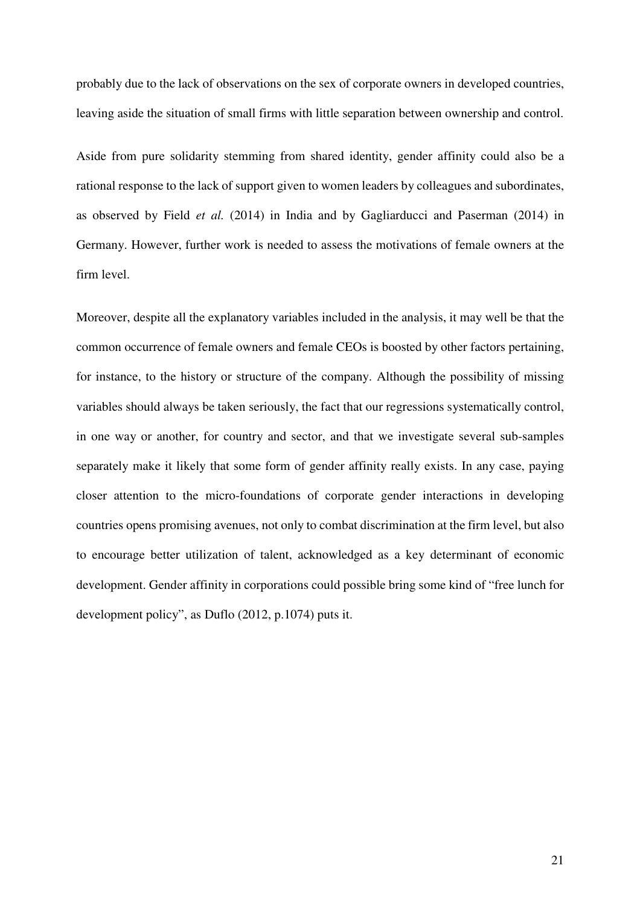probably due to the lack of observations on the sex of corporate owners in developed countries, leaving aside the situation of small firms with little separation between ownership and control.

Aside from pure solidarity stemming from shared identity, gender affinity could also be a rational response to the lack of support given to women leaders by colleagues and subordinates, as observed by Field *et al.* (2014) in India and by Gagliarducci and Paserman (2014) in Germany. However, further work is needed to assess the motivations of female owners at the firm level.

Moreover, despite all the explanatory variables included in the analysis, it may well be that the common occurrence of female owners and female CEOs is boosted by other factors pertaining, for instance, to the history or structure of the company. Although the possibility of missing variables should always be taken seriously, the fact that our regressions systematically control, in one way or another, for country and sector, and that we investigate several sub-samples separately make it likely that some form of gender affinity really exists. In any case, paying closer attention to the micro-foundations of corporate gender interactions in developing countries opens promising avenues, not only to combat discrimination at the firm level, but also to encourage better utilization of talent, acknowledged as a key determinant of economic development. Gender affinity in corporations could possible bring some kind of "free lunch for development policy", as Duflo (2012, p.1074) puts it.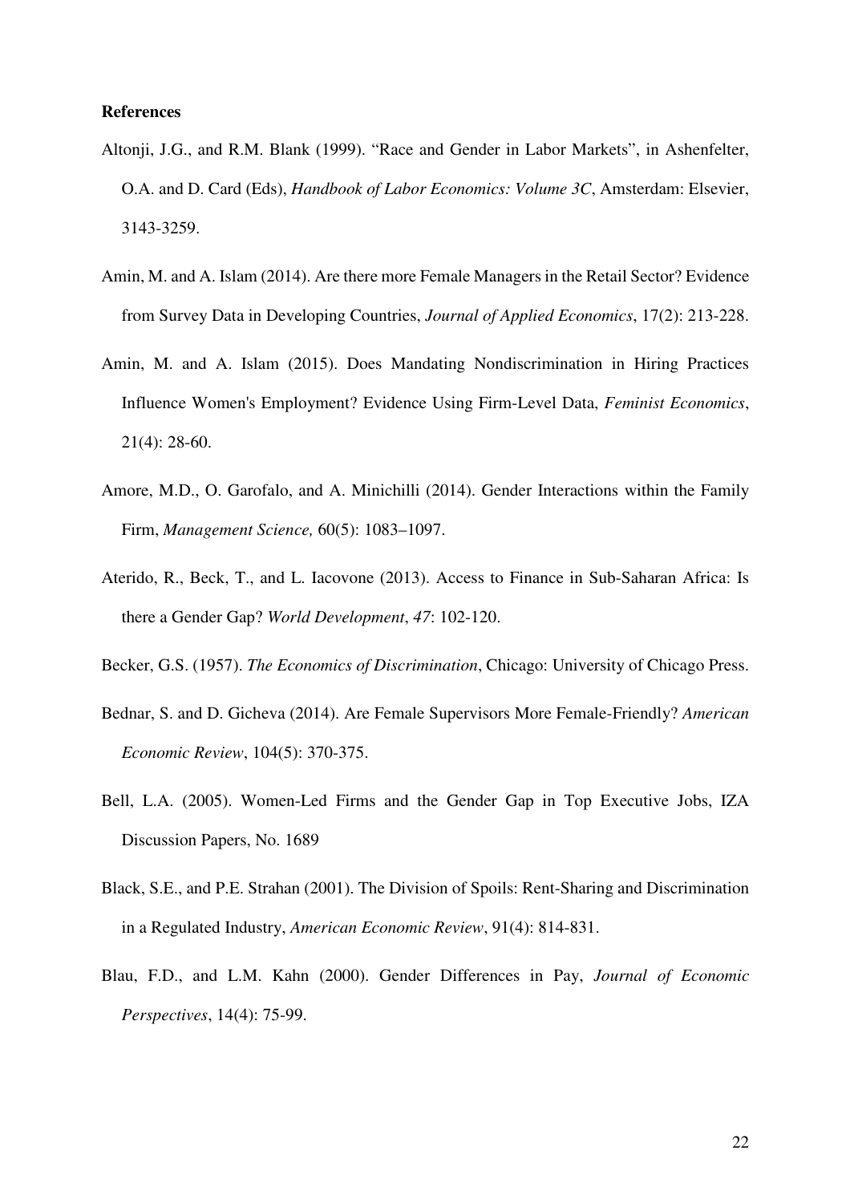**References**

Altonji, J.G., and R.M. Blank (1999). “Race and Gender in Labor Markets”, in Ashenfelter, O.A. and D. Card (Eds), *Handbook of Labor Economics: Volume 3C*, Amsterdam: Elsevier, 3143-3259.

Amin, M. and A. Islam (2014). Are there more Female Managers in the Retail Sector? Evidence from Survey Data in Developing Countries, *Journal of Applied Economics*, 17(2): 213-228.

Amin, M. and A. Islam (2015). Does Mandating Nondiscrimination in Hiring Practices Influence Women's Employment? Evidence Using Firm-Level Data, *Feminist Economics*, 21(4): 28-60.

Amore, M.D., O. Garofalo, and A. Minichilli (2014). Gender Interactions within the Family Firm, *Management Science,* 60(5): 1083–1097.

Aterido, R., Beck, T., and L. Iacovone (2013). Access to Finance in Sub-Saharan Africa: Is there a Gender Gap? *World Development*, *47*: 102-120.

Becker, G.S. (1957). *The Economics of Discrimination*, Chicago: University of Chicago Press.

Bednar, S. and D. Gicheva (2014). Are Female Supervisors More Female-Friendly? *American Economic Review*, 104(5): 370-375.

Bell, L.A. (2005). Women-Led Firms and the Gender Gap in Top Executive Jobs, IZA Discussion Papers, No. 1689

Black, S.E., and P.E. Strahan (2001). The Division of Spoils: Rent-Sharing and Discrimination in a Regulated Industry, *American Economic Review*, 91(4): 814-831.

Blau, F.D., and L.M. Kahn (2000). Gender Differences in Pay, *Journal of Economic Perspectives*, 14(4): 75-99.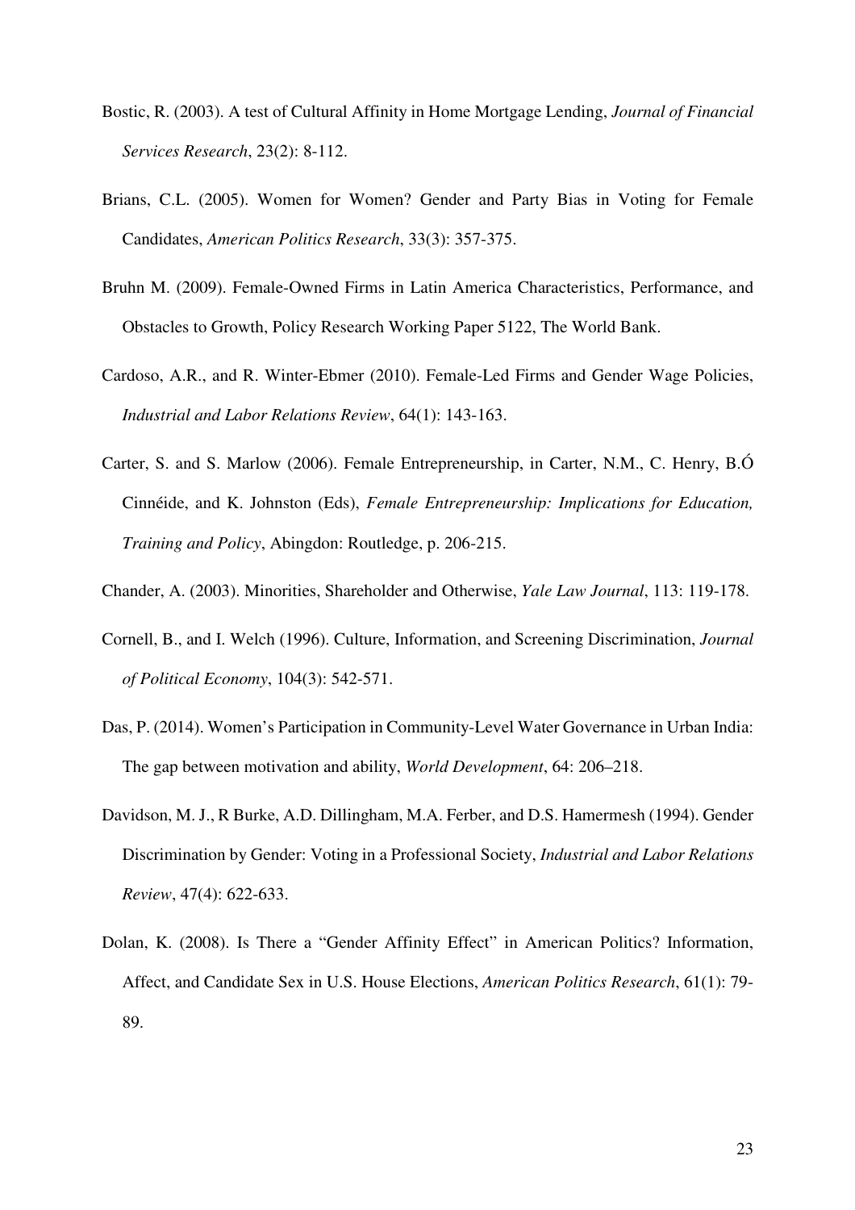Bostic, R. (2003). A test of Cultural Affinity in Home Mortgage Lending, *Journal of Financial Services Research*, 23(2): 8-112.

Brians, C.L. (2005). Women for Women? Gender and Party Bias in Voting for Female Candidates, *American Politics Research*, 33(3): 357-375.

Bruhn M. (2009). Female-Owned Firms in Latin America Characteristics, Performance, and Obstacles to Growth, Policy Research Working Paper 5122, The World Bank.

Cardoso, A.R., and R. Winter-Ebmer (2010). Female-Led Firms and Gender Wage Policies, *Industrial and Labor Relations Review*, 64(1): 143-163.

Carter, S. and S. Marlow (2006). Female Entrepreneurship, in Carter, N.M., C. Henry, B.Ó Cinnéide, and K. Johnston (Eds), *Female Entrepreneurship: Implications for Education, Training and Policy*, Abingdon: Routledge, p. 206-215.

Chander, A. (2003). Minorities, Shareholder and Otherwise, *Yale Law Journal*, 113: 119-178.

Cornell, B., and I. Welch (1996). Culture, Information, and Screening Discrimination, *Journal of Political Economy*, 104(3): 542-571.

Das, P. (2014). Women's Participation in Community-Level Water Governance in Urban India: The gap between motivation and ability, *World Development*, 64: 206–218.

Davidson, M. J., R Burke, A.D. Dillingham, M.A. Ferber, and D.S. Hamermesh (1994). Gender Discrimination by Gender: Voting in a Professional Society, *Industrial and Labor Relations Review*, 47(4): 622-633.

Dolan, K. (2008). Is There a "Gender Affinity Effect" in American Politics? Information, Affect, and Candidate Sex in U.S. House Elections, *American Politics Research*, 61(1): 79-89.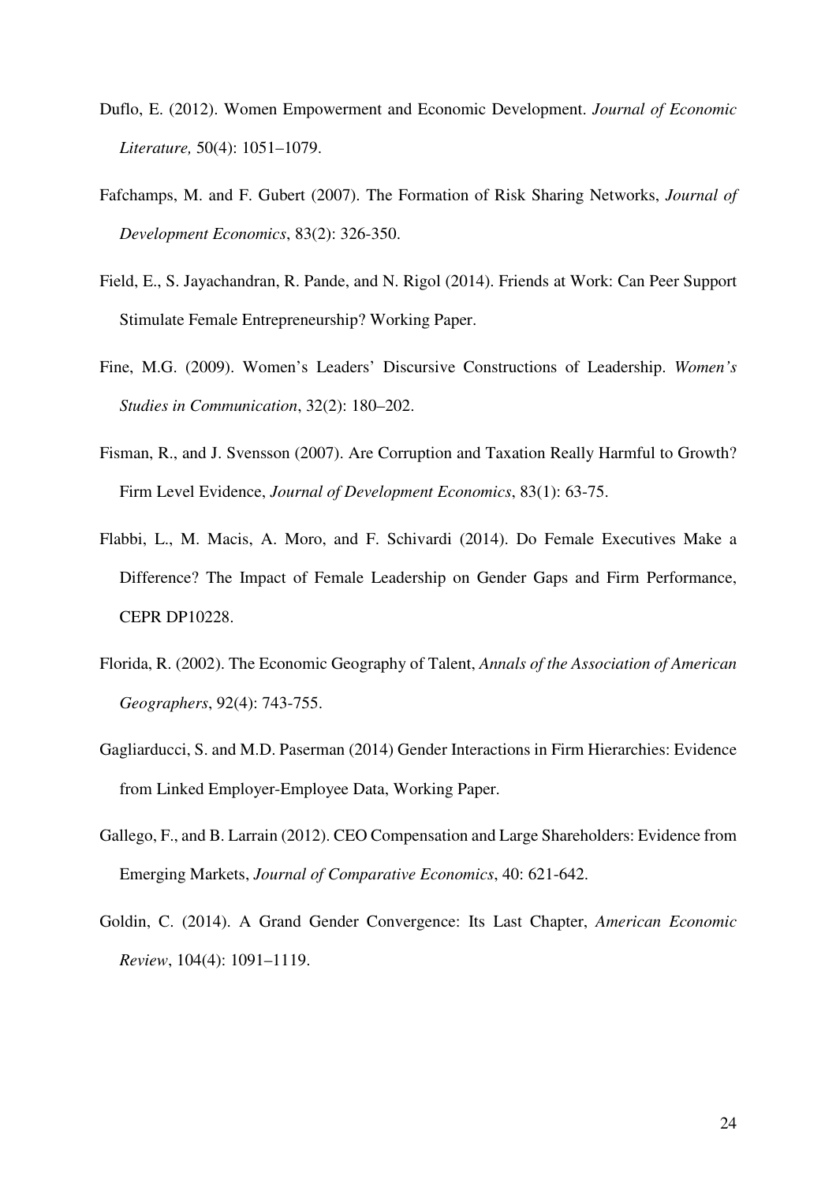Duflo, E. (2012). Women Empowerment and Economic Development. *Journal of Economic Literature,* 50(4): 1051–1079.

Fafchamps, M. and F. Gubert (2007). The Formation of Risk Sharing Networks, *Journal of Development Economics*, 83(2): 326-350.

Field, E., S. Jayachandran, R. Pande, and N. Rigol (2014). Friends at Work: Can Peer Support Stimulate Female Entrepreneurship? Working Paper.

Fine, M.G. (2009). Women's Leaders' Discursive Constructions of Leadership. *Women's Studies in Communication*, 32(2): 180–202.

Fisman, R., and J. Svensson (2007). Are Corruption and Taxation Really Harmful to Growth? Firm Level Evidence, *Journal of Development Economics*, 83(1): 63-75.

Flabbi, L., M. Macis, A. Moro, and F. Schivardi (2014). Do Female Executives Make a Difference? The Impact of Female Leadership on Gender Gaps and Firm Performance, CEPR DP10228.

Florida, R. (2002). The Economic Geography of Talent, *Annals of the Association of American Geographers*, 92(4): 743-755.

Gagliarducci, S. and M.D. Paserman (2014) Gender Interactions in Firm Hierarchies: Evidence from Linked Employer-Employee Data, Working Paper.

Gallego, F., and B. Larrain (2012). CEO Compensation and Large Shareholders: Evidence from Emerging Markets, *Journal of Comparative Economics*, 40: 621-642.

Goldin, C. (2014). A Grand Gender Convergence: Its Last Chapter, *American Economic Review*, 104(4): 1091–1119.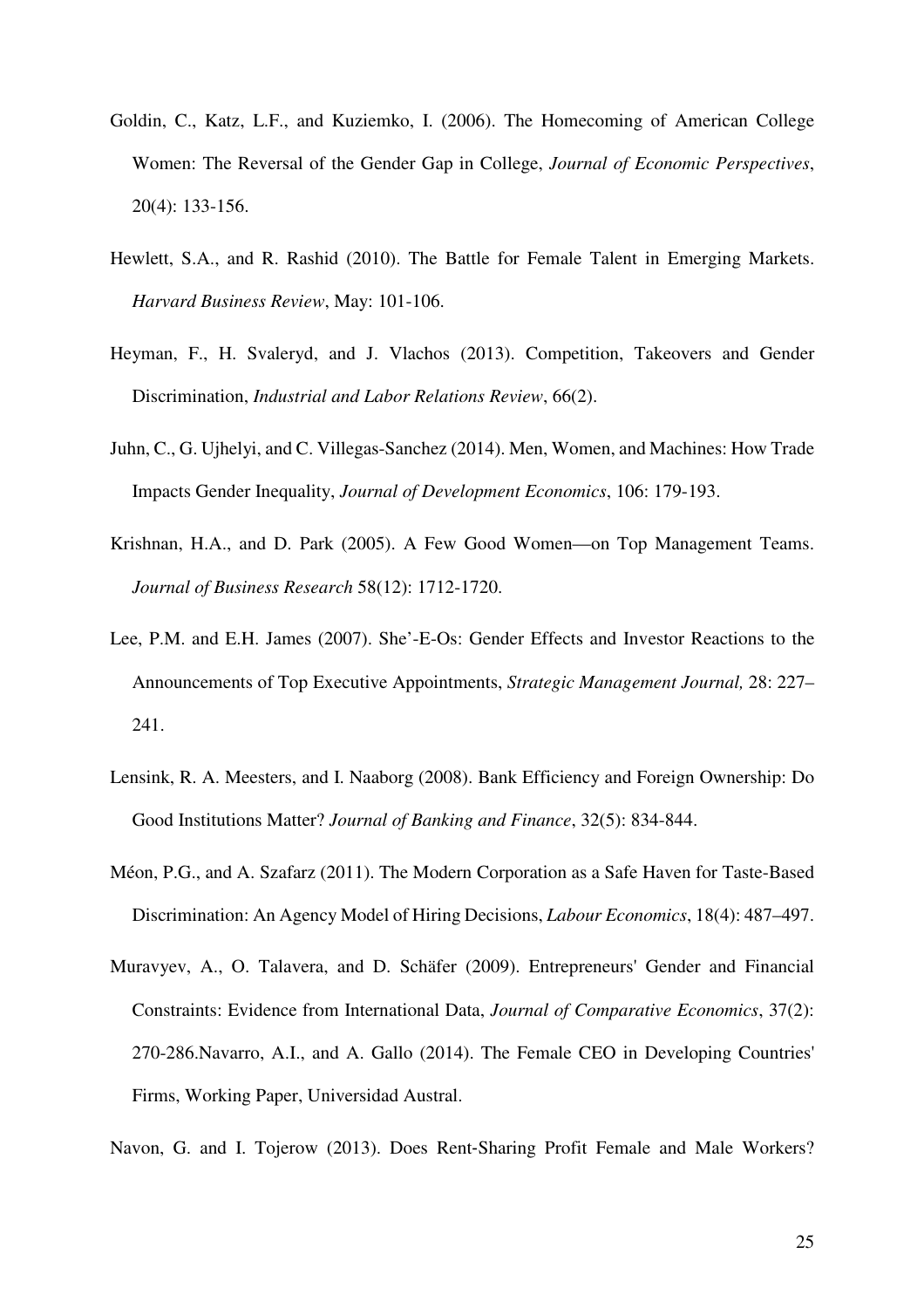Goldin, C., Katz, L.F., and Kuziemko, I. (2006). The Homecoming of American College Women: The Reversal of the Gender Gap in College, *Journal of Economic Perspectives*, 20(4): 133-156.

Hewlett, S.A., and R. Rashid (2010). The Battle for Female Talent in Emerging Markets. *Harvard Business Review*, May: 101-106.

Heyman, F., H. Svaleryd, and J. Vlachos (2013). Competition, Takeovers and Gender Discrimination, *Industrial and Labor Relations Review*, 66(2).

Juhn, C., G. Ujhelyi, and C. Villegas-Sanchez (2014). Men, Women, and Machines: How Trade Impacts Gender Inequality, *Journal of Development Economics*, 106: 179-193.

Krishnan, H.A., and D. Park (2005). A Few Good Women—on Top Management Teams. *Journal of Business Research* 58(12): 1712-1720.

Lee, P.M. and E.H. James (2007). She'-E-Os: Gender Effects and Investor Reactions to the Announcements of Top Executive Appointments, *Strategic Management Journal,* 28: 227–241.

Lensink, R. A. Meesters, and I. Naaborg (2008). Bank Efficiency and Foreign Ownership: Do Good Institutions Matter? *Journal of Banking and Finance*, 32(5): 834-844.

Méon, P.G., and A. Szafarz (2011). The Modern Corporation as a Safe Haven for Taste-Based Discrimination: An Agency Model of Hiring Decisions, *Labour Economics*, 18(4): 487–497.

Muravyev, A., O. Talavera, and D. Schäfer (2009). Entrepreneurs' Gender and Financial Constraints: Evidence from International Data, *Journal of Comparative Economics*, 37(2): 270-286.Navarro, A.I., and A. Gallo (2014). The Female CEO in Developing Countries' Firms, Working Paper, Universidad Austral.

Navon, G. and I. Tojerow (2013). Does Rent-Sharing Profit Female and Male Workers?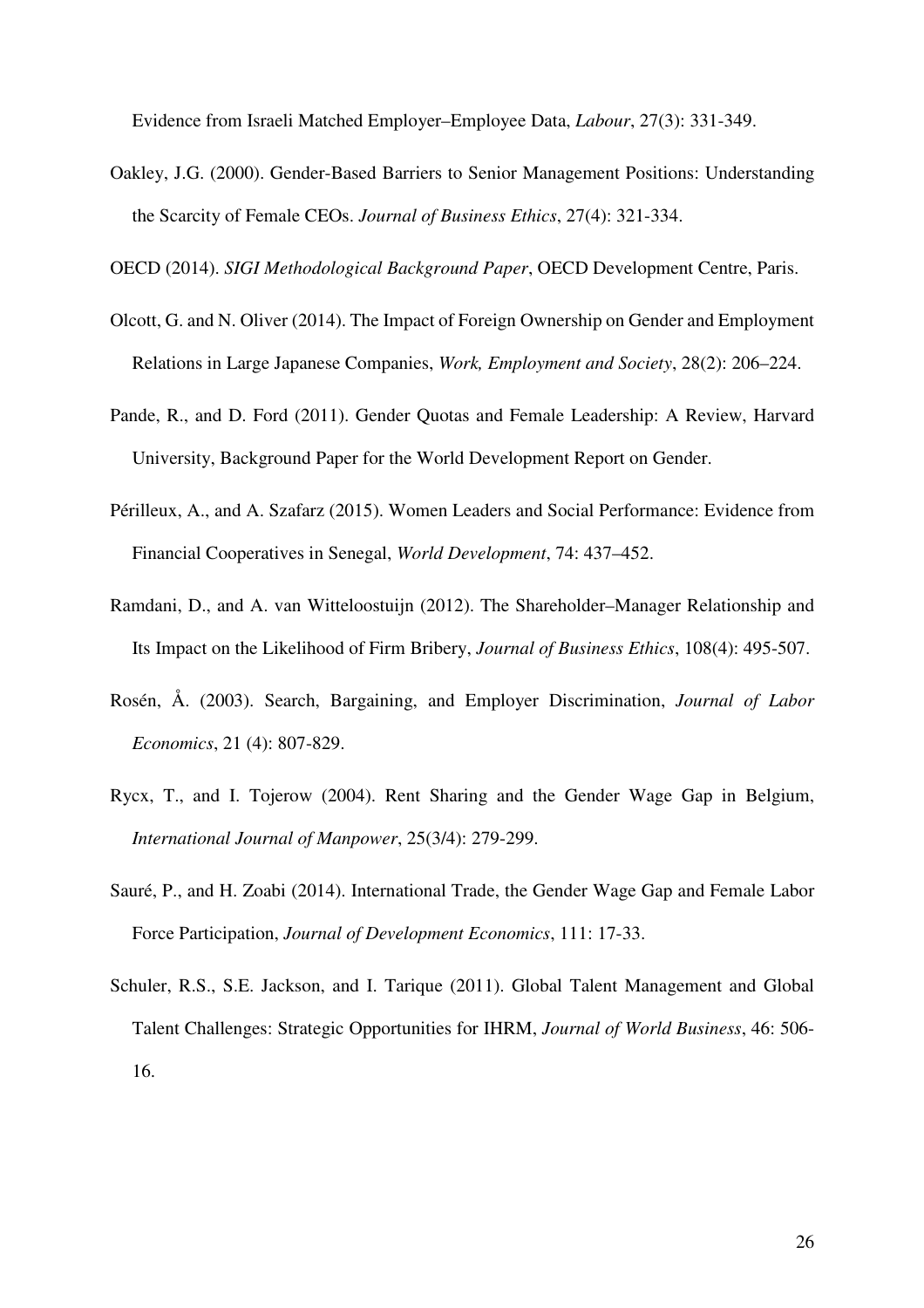Evidence from Israeli Matched Employer–Employee Data, *Labour*, 27(3): 331-349.

Oakley, J.G. (2000). Gender-Based Barriers to Senior Management Positions: Understanding the Scarcity of Female CEOs. *Journal of Business Ethics*, 27(4): 321-334.

OECD (2014). *SIGI Methodological Background Paper*, OECD Development Centre, Paris.

Olcott, G. and N. Oliver (2014). The Impact of Foreign Ownership on Gender and Employment Relations in Large Japanese Companies, *Work, Employment and Society*, 28(2): 206–224.

Pande, R., and D. Ford (2011). Gender Quotas and Female Leadership: A Review, Harvard University, Background Paper for the World Development Report on Gender.

Périlleux, A., and A. Szafarz (2015). Women Leaders and Social Performance: Evidence from Financial Cooperatives in Senegal, *World Development*, 74: 437–452.

Ramdani, D., and A. van Witteloostuijn (2012). The Shareholder–Manager Relationship and Its Impact on the Likelihood of Firm Bribery, *Journal of Business Ethics*, 108(4): 495-507.

Rosén, Å. (2003). Search, Bargaining, and Employer Discrimination, *Journal of Labor Economics*, 21 (4): 807-829.

Rycx, T., and I. Tojerow (2004). Rent Sharing and the Gender Wage Gap in Belgium, *International Journal of Manpower*, 25(3/4): 279-299.

Sauré, P., and H. Zoabi (2014). International Trade, the Gender Wage Gap and Female Labor Force Participation, *Journal of Development Economics*, 111: 17-33.

Schuler, R.S., S.E. Jackson, and I. Tarique (2011). Global Talent Management and Global Talent Challenges: Strategic Opportunities for IHRM, *Journal of World Business*, 46: 506-16.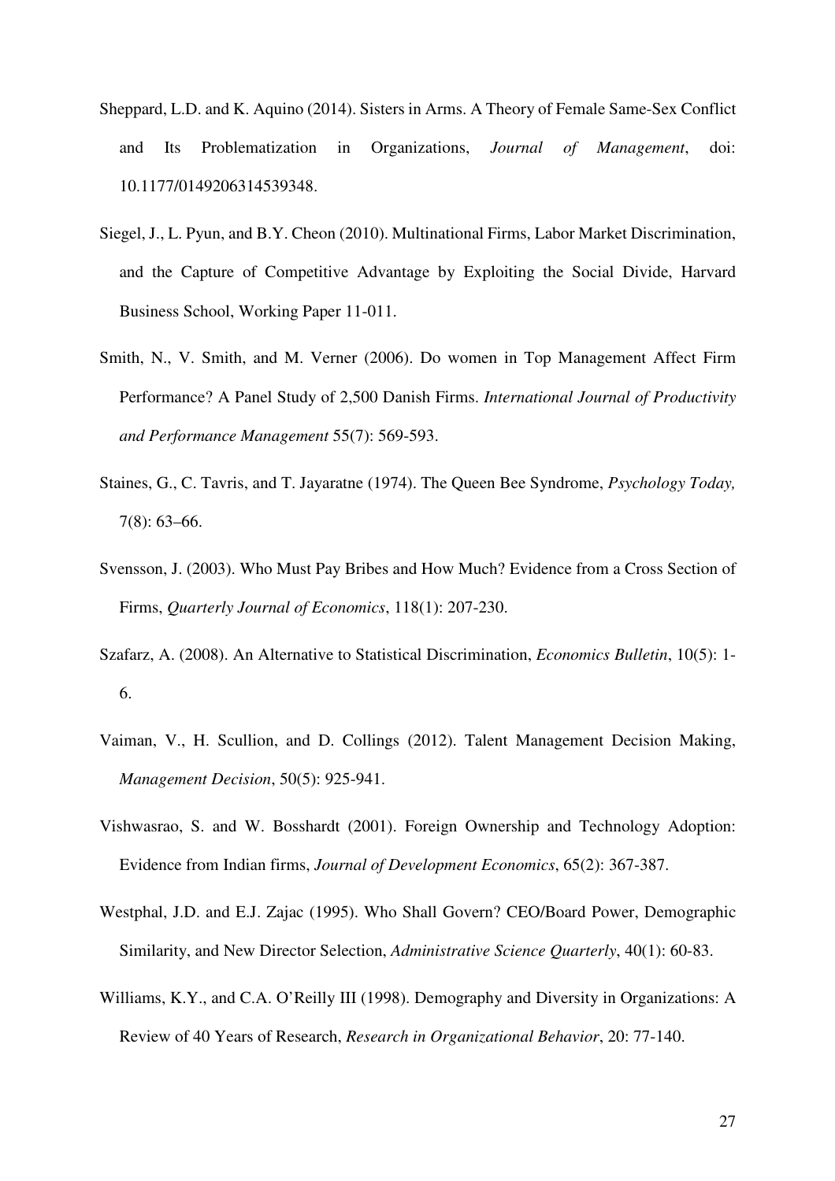Sheppard, L.D. and K. Aquino (2014). Sisters in Arms. A Theory of Female Same-Sex Conflict and Its Problematization in Organizations, *Journal of Management*, doi: 10.1177/0149206314539348.

Siegel, J., L. Pyun, and B.Y. Cheon (2010). Multinational Firms, Labor Market Discrimination, and the Capture of Competitive Advantage by Exploiting the Social Divide, Harvard Business School, Working Paper 11-011.

Smith, N., V. Smith, and M. Verner (2006). Do women in Top Management Affect Firm Performance? A Panel Study of 2,500 Danish Firms. *International Journal of Productivity and Performance Management* 55(7): 569-593.

Staines, G., C. Tavris, and T. Jayaratne (1974). The Queen Bee Syndrome, *Psychology Today,* 7(8): 63–66.

Svensson, J. (2003). Who Must Pay Bribes and How Much? Evidence from a Cross Section of Firms, *Quarterly Journal of Economics*, 118(1): 207-230.

Szafarz, A. (2008). An Alternative to Statistical Discrimination, *Economics Bulletin*, 10(5): 1-6.

Vaiman, V., H. Scullion, and D. Collings (2012). Talent Management Decision Making, *Management Decision*, 50(5): 925-941.

Vishwasrao, S. and W. Bosshardt (2001). Foreign Ownership and Technology Adoption: Evidence from Indian firms, *Journal of Development Economics*, 65(2): 367-387.

Westphal, J.D. and E.J. Zajac (1995). Who Shall Govern? CEO/Board Power, Demographic Similarity, and New Director Selection, *Administrative Science Quarterly*, 40(1): 60-83.

Williams, K.Y., and C.A. O'Reilly III (1998). Demography and Diversity in Organizations: A Review of 40 Years of Research, *Research in Organizational Behavior*, 20: 77-140.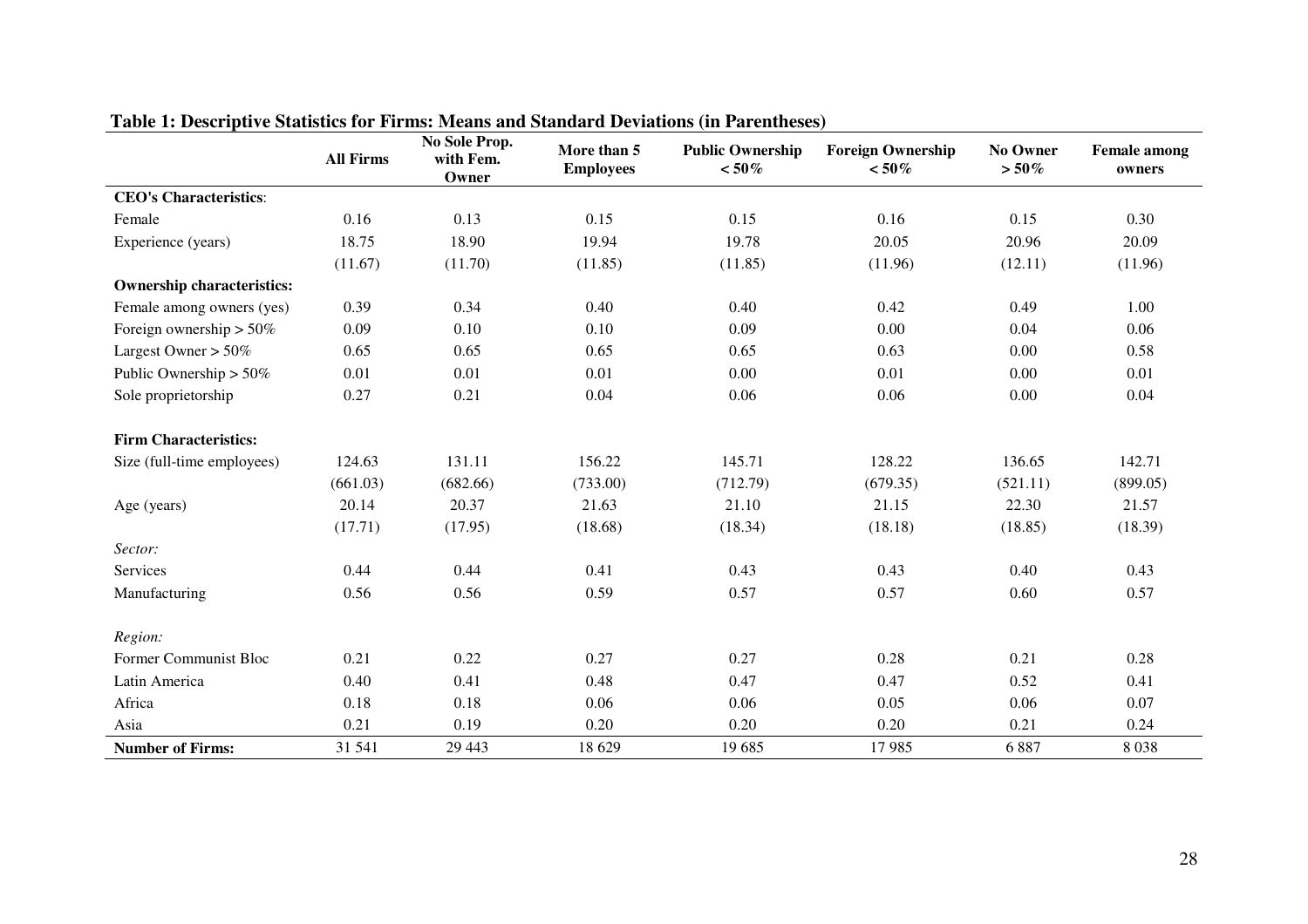**Table 1: Descriptive Statistics for Firms: Means and Standard Deviations (in Parentheses)**

| | All Firms | No Sole Prop. with Fem. Owner | More than 5 Employees | Public Ownership < 50% | Foreign Ownership < 50% | No Owner > 50% | Female among owners |
|---|---|---|---|---|---|---|---|
| **CEO's Characteristics**: | | | | | | | |
| Female | 0.16 | 0.13 | 0.15 | 0.15 | 0.16 | 0.15 | 0.30 |
| Experience (years) | 18.75 | 18.90 | 19.94 | 19.78 | 20.05 | 20.96 | 20.09 |
| | (11.67) | (11.70) | (11.85) | (11.85) | (11.96) | (12.11) | (11.96) |
| **Ownership characteristics:** | | | | | | | |
| Female among owners (yes) | 0.39 | 0.34 | 0.40 | 0.40 | 0.42 | 0.49 | 1.00 |
| Foreign ownership > 50% | 0.09 | 0.10 | 0.10 | 0.09 | 0.00 | 0.04 | 0.06 |
| Largest Owner > 50% | 0.65 | 0.65 | 0.65 | 0.65 | 0.63 | 0.00 | 0.58 |
| Public Ownership > 50% | 0.01 | 0.01 | 0.01 | 0.00 | 0.01 | 0.00 | 0.01 |
| Sole proprietorship | 0.27 | 0.21 | 0.04 | 0.06 | 0.06 | 0.00 | 0.04 |
| **Firm Characteristics:** | | | | | | | |
| Size (full-time employees) | 124.63 | 131.11 | 156.22 | 145.71 | 128.22 | 136.65 | 142.71 |
| | (661.03) | (682.66) | (733.00) | (712.79) | (679.35) | (521.11) | (899.05) |
| Age (years) | 20.14 | 20.37 | 21.63 | 21.10 | 21.15 | 22.30 | 21.57 |
| | (17.71) | (17.95) | (18.68) | (18.34) | (18.18) | (18.85) | (18.39) |
| *Sector:* | | | | | | | |
| Services | 0.44 | 0.44 | 0.41 | 0.43 | 0.43 | 0.40 | 0.43 |
| Manufacturing | 0.56 | 0.56 | 0.59 | 0.57 | 0.57 | 0.60 | 0.57 |
| *Region:* | | | | | | | |
| Former Communist Bloc | 0.21 | 0.22 | 0.27 | 0.27 | 0.28 | 0.21 | 0.28 |
| Latin America | 0.40 | 0.41 | 0.48 | 0.47 | 0.47 | 0.52 | 0.41 |
| Africa | 0.18 | 0.18 | 0.06 | 0.06 | 0.05 | 0.06 | 0.07 |
| Asia | 0.21 | 0.19 | 0.20 | 0.20 | 0.20 | 0.21 | 0.24 |
| **Number of Firms:** | 31 541 | 29 443 | 18 629 | 19 685 | 17 985 | 6 887 | 8 038 |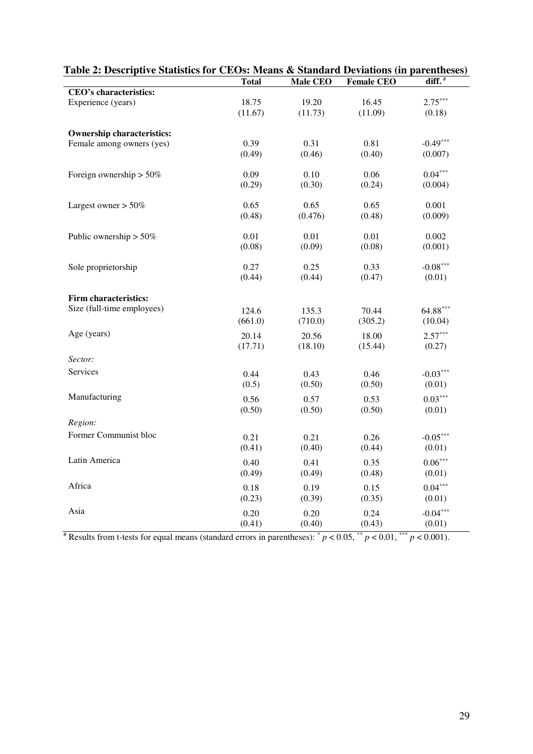**Table 2: Descriptive Statistics for CEOs: Means & Standard Deviations (in parentheses)**

| | Total | Male CEO | Female CEO | diff. [#] |
|---|---|---|---|---|
| **CEO's characteristics:** | | | | |
| Experience (years) | 18.75 | 19.20 | 16.45 | $2.75^{***}$ |
| | (11.67) | (11.73) | (11.09) | (0.18) |
| **Ownership characteristics:** | | | | |
| Female among owners (yes) | 0.39 | 0.31 | 0.81 | $-0.49^{***}$ |
| | (0.49) | (0.46) | (0.40) | (0.007) |
| Foreign ownership > 50% | 0.09 | 0.10 | 0.06 | $0.04^{***}$ |
| | (0.29) | (0.30) | (0.24) | (0.004) |
| Largest owner > 50% | 0.65 | 0.65 | 0.65 | 0.001 |
| | (0.48) | (0.476) | (0.48) | (0.009) |
| Public ownership > 50% | 0.01 | 0.01 | 0.01 | 0.002 |
| | (0.08) | (0.09) | (0.08) | (0.001) |
| Sole proprietorship | 0.27 | 0.25 | 0.33 | $-0.08^{***}$ |
| | (0.44) | (0.44) | (0.47) | (0.01) |
| **Firm characteristics:** | | | | |
| Size (full-time employees) | 124.6 | 135.3 | 70.44 | $64.88^{***}$ |
| | (661.0) | (710.0) | (305.2) | (10.04) |
| Age (years) | 20.14 | 20.56 | 18.00 | $2.57^{***}$ |
| | (17.71) | (18.10) | (15.44) | (0.27) |
| *Sector:* | | | | |
| Services | 0.44 | 0.43 | 0.46 | $-0.03^{***}$ |
| | (0.5) | (0.50) | (0.50) | (0.01) |
| Manufacturing | 0.56 | 0.57 | 0.53 | $0.03^{***}$ |
| | (0.50) | (0.50) | (0.50) | (0.01) |
| *Region:* | | | | |
| Former Communist bloc | 0.21 | 0.21 | 0.26 | $-0.05^{***}$ |
| | (0.41) | (0.40) | (0.44) | (0.01) |
| Latin America | 0.40 | 0.41 | 0.35 | $0.06^{***}$ |
| | (0.49) | (0.49) | (0.48) | (0.01) |
| Africa | 0.18 | 0.19 | 0.15 | $0.04^{***}$ |
| | (0.23) | (0.39) | (0.35) | (0.01) |
| Asia | 0.20 | 0.20 | 0.24 | $-0.04^{***}$ |
| | (0.41) | (0.40) | (0.43) | (0.01) |

[#] Results from t-tests for equal means (standard errors in parentheses): $^{*}p < 0.05$, $^{**}p < 0.01$, $^{***}p < 0.001$).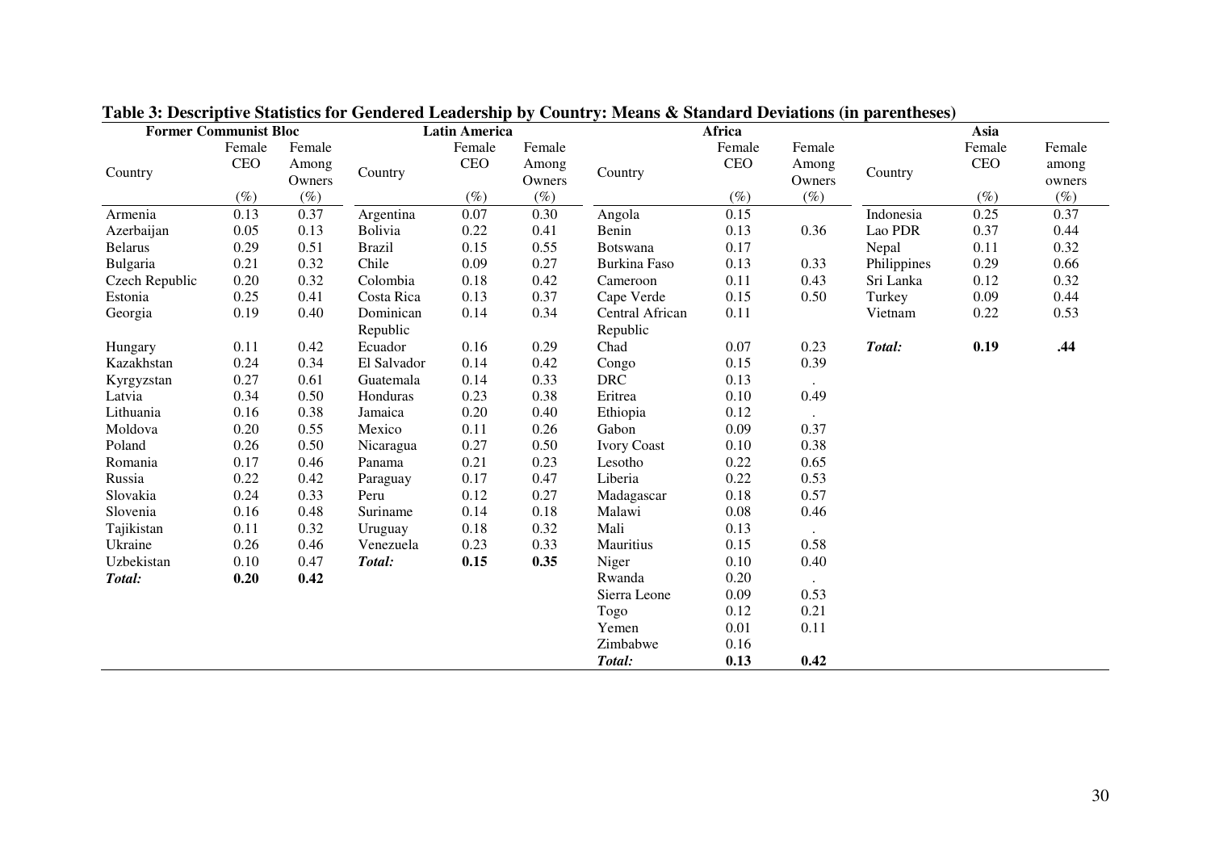**Table 3: Descriptive Statistics for Gendered Leadership by Country: Means & Standard Deviations (in parentheses)**

| Former Communist Bloc | | | Latin America | | | Africa | | | Asia | | |
|---|---|---|---|---|---|---|---|---|---|---|---|
| Country | Female CEO (%) | Female Among Owners (%) | Country | Female CEO (%) | Female Among Owners (%) | Country | Female CEO (%) | Female Among Owners (%) | Country | Female CEO (%) | Female among owners (%) |
| Armenia | 0.13 | 0.37 | Argentina | 0.07 | 0.30 | Angola | 0.15 | | Indonesia | 0.25 | 0.37 |
| Azerbaijan | 0.05 | 0.13 | Bolivia | 0.22 | 0.41 | Benin | 0.13 | 0.36 | Lao PDR | 0.37 | 0.44 |
| Belarus | 0.29 | 0.51 | Brazil | 0.15 | 0.55 | Botswana | 0.17 | | Nepal | 0.11 | 0.32 |
| Bulgaria | 0.21 | 0.32 | Chile | 0.09 | 0.27 | Burkina Faso | 0.13 | 0.33 | Philippines | 0.29 | 0.66 |
| Czech Republic | 0.20 | 0.32 | Colombia | 0.18 | 0.42 | Cameroon | 0.11 | 0.43 | Sri Lanka | 0.12 | 0.32 |
| Estonia | 0.25 | 0.41 | Costa Rica | 0.13 | 0.37 | Cape Verde | 0.15 | 0.50 | Turkey | 0.09 | 0.44 |
| Georgia | 0.19 | 0.40 | Dominican Republic | 0.14 | 0.34 | Central African Republic | 0.11 | | Vietnam | 0.22 | 0.53 |
| Hungary | 0.11 | 0.42 | Ecuador | 0.16 | 0.29 | Chad | 0.07 | 0.23 | ***Total:*** | **0.19** | **.44** |
| Kazakhstan | 0.24 | 0.34 | El Salvador | 0.14 | 0.42 | Congo | 0.15 | 0.39 | | | |
| Kyrgyzstan | 0.27 | 0.61 | Guatemala | 0.14 | 0.33 | DRC | 0.13 | . | | | |
| Latvia | 0.34 | 0.50 | Honduras | 0.23 | 0.38 | Eritrea | 0.10 | 0.49 | | | |
| Lithuania | 0.16 | 0.38 | Jamaica | 0.20 | 0.40 | Ethiopia | 0.12 | . | | | |
| Moldova | 0.20 | 0.55 | Mexico | 0.11 | 0.26 | Gabon | 0.09 | 0.37 | | | |
| Poland | 0.26 | 0.50 | Nicaragua | 0.27 | 0.50 | Ivory Coast | 0.10 | 0.38 | | | |
| Romania | 0.17 | 0.46 | Panama | 0.21 | 0.23 | Lesotho | 0.22 | 0.65 | | | |
| Russia | 0.22 | 0.42 | Paraguay | 0.17 | 0.47 | Liberia | 0.22 | 0.53 | | | |
| Slovakia | 0.24 | 0.33 | Peru | 0.12 | 0.27 | Madagascar | 0.18 | 0.57 | | | |
| Slovenia | 0.16 | 0.48 | Suriname | 0.14 | 0.18 | Malawi | 0.08 | 0.46 | | | |
| Tajikistan | 0.11 | 0.32 | Uruguay | 0.18 | 0.32 | Mali | 0.13 | . | | | |
| Ukraine | 0.26 | 0.46 | Venezuela | 0.23 | 0.33 | Mauritius | 0.15 | 0.58 | | | |
| Uzbekistan | 0.10 | 0.47 | ***Total:*** | **0.15** | **0.35** | Niger | 0.10 | 0.40 | | | |
| ***Total:*** | **0.20** | **0.42** | | | | Rwanda | 0.20 | . | | | |
| | | | | | | Sierra Leone | 0.09 | 0.53 | | | |
| | | | | | | Togo | 0.12 | 0.21 | | | |
| | | | | | | Yemen | 0.01 | 0.11 | | | |
| | | | | | | Zimbabwe | 0.16 | | | | |
| | | | | | | ***Total:*** | **0.13** | **0.42** | | | |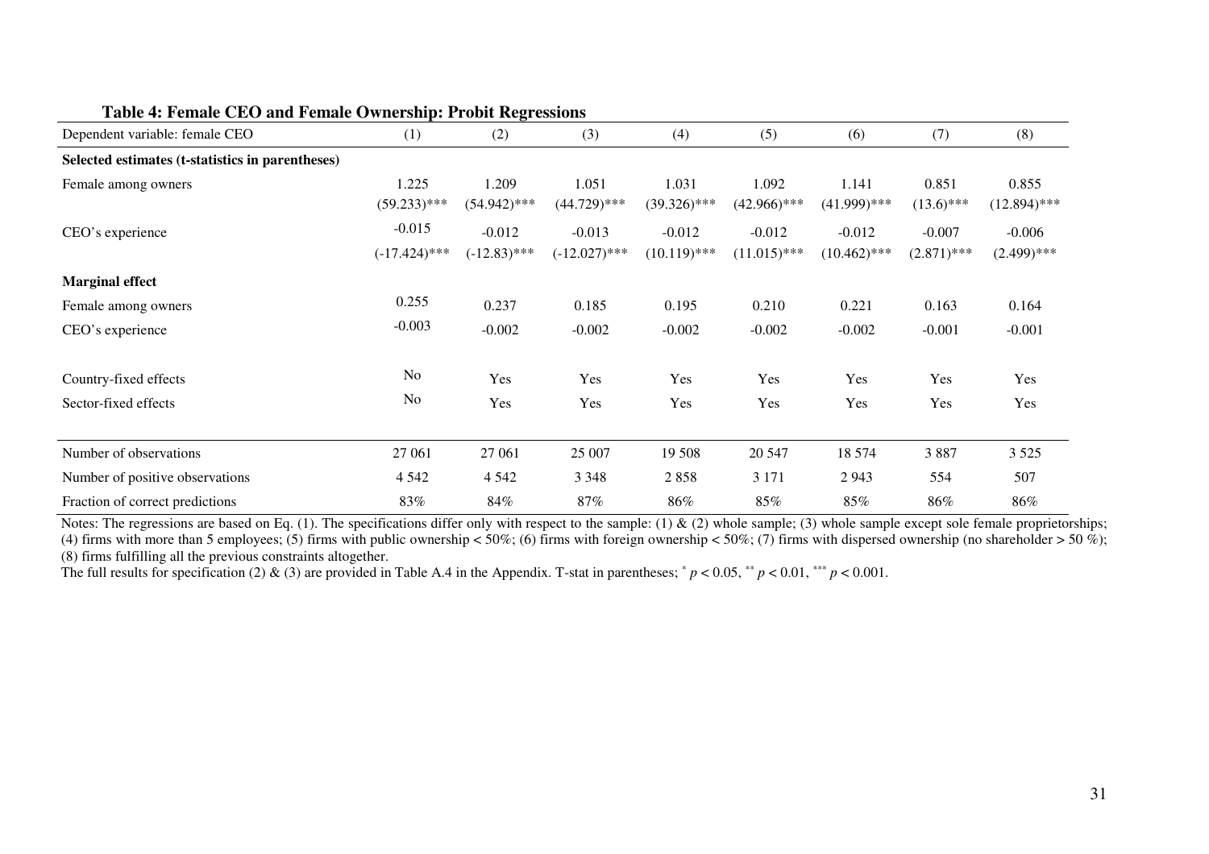**Table 4: Female CEO and Female Ownership: Probit Regressions**

| Dependent variable: female CEO | (1) | (2) | (3) | (4) | (5) | (6) | (7) | (8) |
|---|---|---|---|---|---|---|---|---|
| **Selected estimates (t-statistics in parentheses)** | | | | | | | | |
| Female among owners | 1.225 | 1.209 | 1.051 | 1.031 | 1.092 | 1.141 | 0.851 | 0.855 |
| | (59.233)*** | (54.942)*** | (44.729)*** | (39.326)*** | (42.966)*** | (41.999)*** | (13.6)*** | (12.894)*** |
| CEO's experience | -0.015 | -0.012 | -0.013 | -0.012 | -0.012 | -0.012 | -0.007 | -0.006 |
| | (-17.424)*** | (-12.83)*** | (-12.027)*** | (10.119)*** | (11.015)*** | (10.462)*** | (2.871)*** | (2.499)*** |
| **Marginal effect** | | | | | | | | |
| Female among owners | 0.255 | 0.237 | 0.185 | 0.195 | 0.210 | 0.221 | 0.163 | 0.164 |
| CEO's experience | -0.003 | -0.002 | -0.002 | -0.002 | -0.002 | -0.002 | -0.001 | -0.001 |
| Country-fixed effects | No | Yes | Yes | Yes | Yes | Yes | Yes | Yes |
| Sector-fixed effects | No | Yes | Yes | Yes | Yes | Yes | Yes | Yes |
| Number of observations | 27 061 | 27 061 | 25 007 | 19 508 | 20 547 | 18 574 | 3 887 | 3 525 |
| Number of positive observations | 4 542 | 4 542 | 3 348 | 2 858 | 3 171 | 2 943 | 554 | 507 |
| Fraction of correct predictions | 83% | 84% | 87% | 86% | 85% | 85% | 86% | 86% |

Notes: The regressions are based on Eq. (1). The specifications differ only with respect to the sample: (1) & (2) whole sample; (3) whole sample except sole female proprietorships; (4) firms with more than 5 employees; (5) firms with public ownership < 50%; (6) firms with foreign ownership < 50%; (7) firms with dispersed ownership (no shareholder > 50 %); (8) firms fulfilling all the previous constraints altogether.
The full results for specification (2) & (3) are provided in Table A.4 in the Appendix. T-stat in parentheses; * $p < 0.05$, ** $p < 0.01$, *** $p < 0.001$.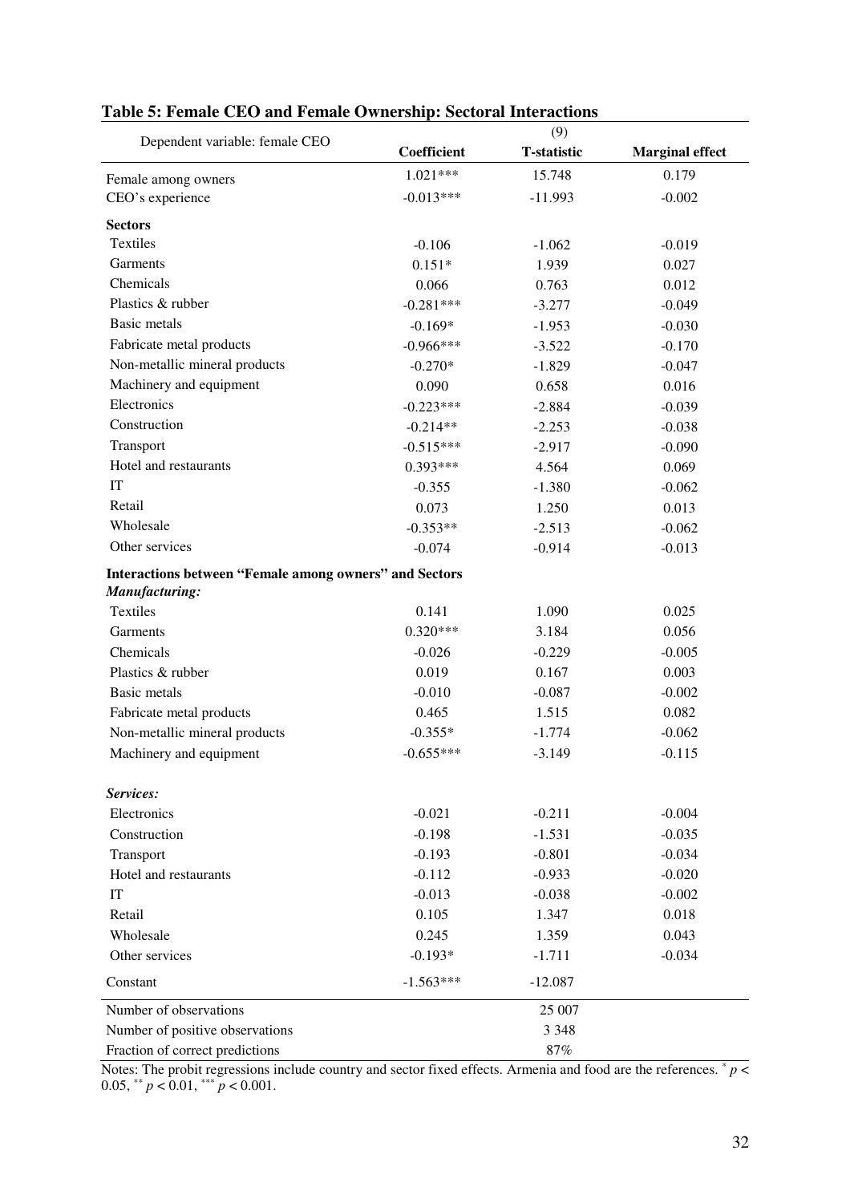## Table 5: Female CEO and Female Ownership: Sectoral Interactions

| Dependent variable: female CEO | (9) | | |
|---|---|---|---|
| | **Coefficient** | **T-statistic** | **Marginal effect** |
| Female among owners | 1.021*** | 15.748 | 0.179 |
| CEO's experience | -0.013*** | -11.993 | -0.002 |
| **Sectors** | | | |
| Textiles | -0.106 | -1.062 | -0.019 |
| Garments | 0.151* | 1.939 | 0.027 |
| Chemicals | 0.066 | 0.763 | 0.012 |
| Plastics & rubber | -0.281*** | -3.277 | -0.049 |
| Basic metals | -0.169* | -1.953 | -0.030 |
| Fabricate metal products | -0.966*** | -3.522 | -0.170 |
| Non-metallic mineral products | -0.270* | -1.829 | -0.047 |
| Machinery and equipment | 0.090 | 0.658 | 0.016 |
| Electronics | -0.223*** | -2.884 | -0.039 |
| Construction | -0.214** | -2.253 | -0.038 |
| Transport | -0.515*** | -2.917 | -0.090 |
| Hotel and restaurants | 0.393*** | 4.564 | 0.069 |
| IT | -0.355 | -1.380 | -0.062 |
| Retail | 0.073 | 1.250 | 0.013 |
| Wholesale | -0.353** | -2.513 | -0.062 |
| Other services | -0.074 | -0.914 | -0.013 |
| **Interactions between "Female among owners" and Sectors** | | | |
| ***Manufacturing:*** | | | |
| Textiles | 0.141 | 1.090 | 0.025 |
| Garments | 0.320*** | 3.184 | 0.056 |
| Chemicals | -0.026 | -0.229 | -0.005 |
| Plastics & rubber | 0.019 | 0.167 | 0.003 |
| Basic metals | -0.010 | -0.087 | -0.002 |
| Fabricate metal products | 0.465 | 1.515 | 0.082 |
| Non-metallic mineral products | -0.355* | -1.774 | -0.062 |
| Machinery and equipment | -0.655*** | -3.149 | -0.115 |
| ***Services:*** | | | |
| Electronics | -0.021 | -0.211 | -0.004 |
| Construction | -0.198 | -1.531 | -0.035 |
| Transport | -0.193 | -0.801 | -0.034 |
| Hotel and restaurants | -0.112 | -0.933 | -0.020 |
| IT | -0.013 | -0.038 | -0.002 |
| Retail | 0.105 | 1.347 | 0.018 |
| Wholesale | 0.245 | 1.359 | 0.043 |
| Other services | -0.193* | -1.711 | -0.034 |
| Constant | -1.563*** | -12.087 | |
| Number of observations | | 25 007 | |
| Number of positive observations | | 3 348 | |
| Fraction of correct predictions | | 87% | |

Notes: The probit regressions include country and sector fixed effects. Armenia and food are the references. * $p < 0.05$, ** $p < 0.01$, *** $p < 0.001$.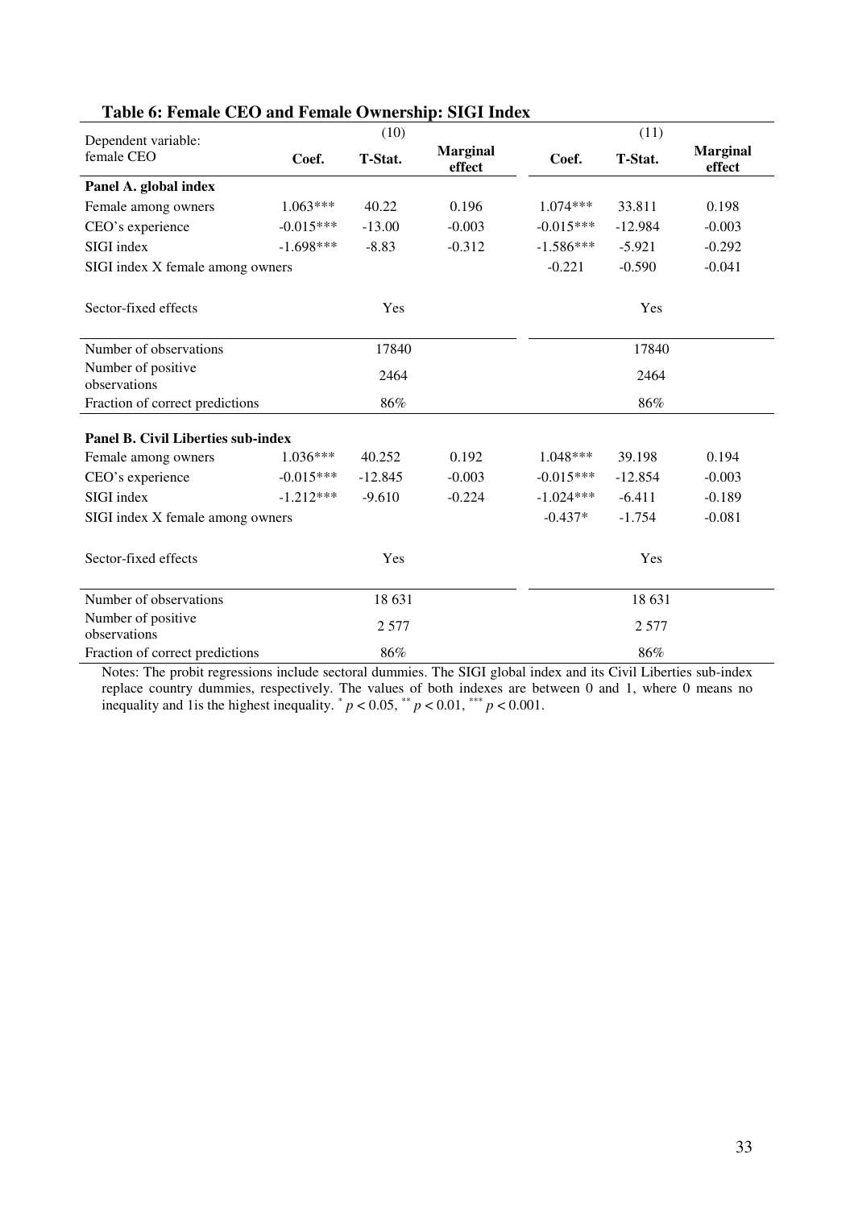**Table 6: Female CEO and Female Ownership: SIGI Index**

| Dependent variable: female CEO | (10) | | | (11) | | |
|---|---|---|---|---|---|---|
| | **Coef.** | **T-Stat.** | **Marginal effect** | **Coef.** | **T-Stat.** | **Marginal effect** |
| **Panel A. global index** | | | | | | |
| Female among owners | 1.063*** | 40.22 | 0.196 | 1.074*** | 33.811 | 0.198 |
| CEO's experience | -0.015*** | -13.00 | -0.003 | -0.015*** | -12.984 | -0.003 |
| SIGI index | -1.698*** | -8.83 | -0.312 | -1.586*** | -5.921 | -0.292 |
| SIGI index X female among owners | | | | -0.221 | -0.590 | -0.041 |
| Sector-fixed effects | | Yes | | | Yes | |
| Number of observations | | 17840 | | | 17840 | |
| Number of positive observations | | 2464 | | | 2464 | |
| Fraction of correct predictions | | 86% | | | 86% | |
| **Panel B. Civil Liberties sub-index** | | | | | | |
| Female among owners | 1.036*** | 40.252 | 0.192 | 1.048*** | 39.198 | 0.194 |
| CEO's experience | -0.015*** | -12.845 | -0.003 | -0.015*** | -12.854 | -0.003 |
| SIGI index | -1.212*** | -9.610 | -0.224 | -1.024*** | -6.411 | -0.189 |
| SIGI index X female among owners | | | | -0.437* | -1.754 | -0.081 |
| Sector-fixed effects | | Yes | | | Yes | |
| Number of observations | | 18 631 | | | 18 631 | |
| Number of positive observations | | 2 577 | | | 2 577 | |
| Fraction of correct predictions | | 86% | | | 86% | |

Notes: The probit regressions include sectoral dummies. The SIGI global index and its Civil Liberties sub-index replace country dummies, respectively. The values of both indexes are between 0 and 1, where 0 means no inequality and 1is the highest inequality. $^{*}\ p < 0.05$, $^{**}\ p < 0.01$, $^{***}\ p < 0.001$.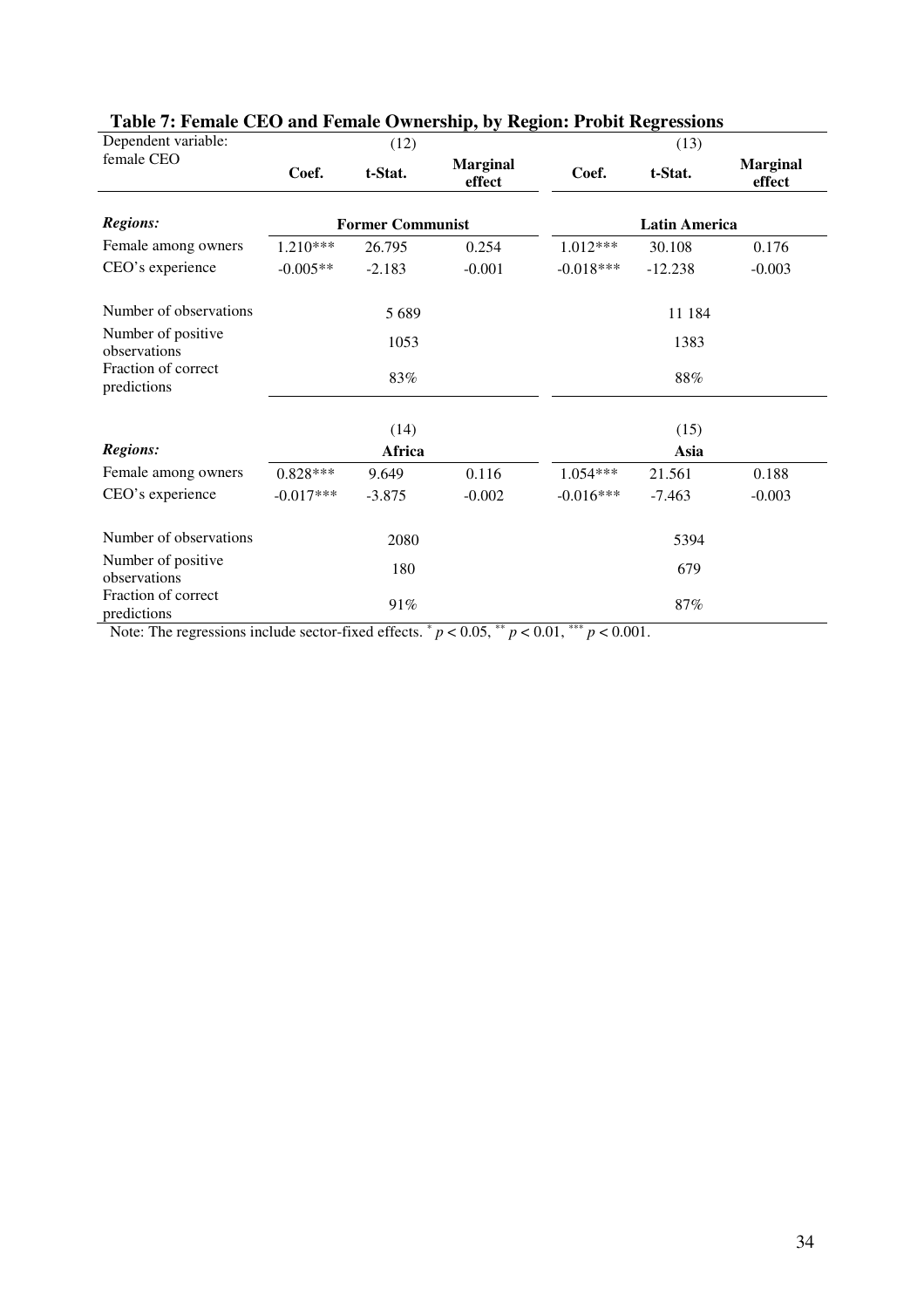**Table 7: Female CEO and Female Ownership, by Region: Probit Regressions**

| Dependent variable: female CEO | (12) | | | (13) | | |
|---|---|---|---|---|---|---|
| | **Coef.** | **t-Stat.** | **Marginal effect** | **Coef.** | **t-Stat.** | **Marginal effect** |
| ***Regions:*** | **Former Communist** | | | **Latin America** | | |
| Female among owners | 1.210*** | 26.795 | 0.254 | 1.012*** | 30.108 | 0.176 |
| CEO's experience | -0.005** | -2.183 | -0.001 | -0.018*** | -12.238 | -0.003 |
| Number of observations | | 5 689 | | | 11 184 | |
| Number of positive observations | | 1053 | | | 1383 | |
| Fraction of correct predictions | | 83% | | | 88% | |
| | (14) | | | (15) | | |
| ***Regions:*** | **Africa** | | | **Asia** | | |
| Female among owners | 0.828*** | 9.649 | 0.116 | 1.054*** | 21.561 | 0.188 |
| CEO's experience | -0.017*** | -3.875 | -0.002 | -0.016*** | -7.463 | -0.003 |
| Number of observations | | 2080 | | | 5394 | |
| Number of positive observations | | 180 | | | 679 | |
| Fraction of correct predictions | | 91% | | | 87% | |

Note: The regressions include sector-fixed effects. * $p < 0.05$, ** $p < 0.01$, *** $p < 0.001$.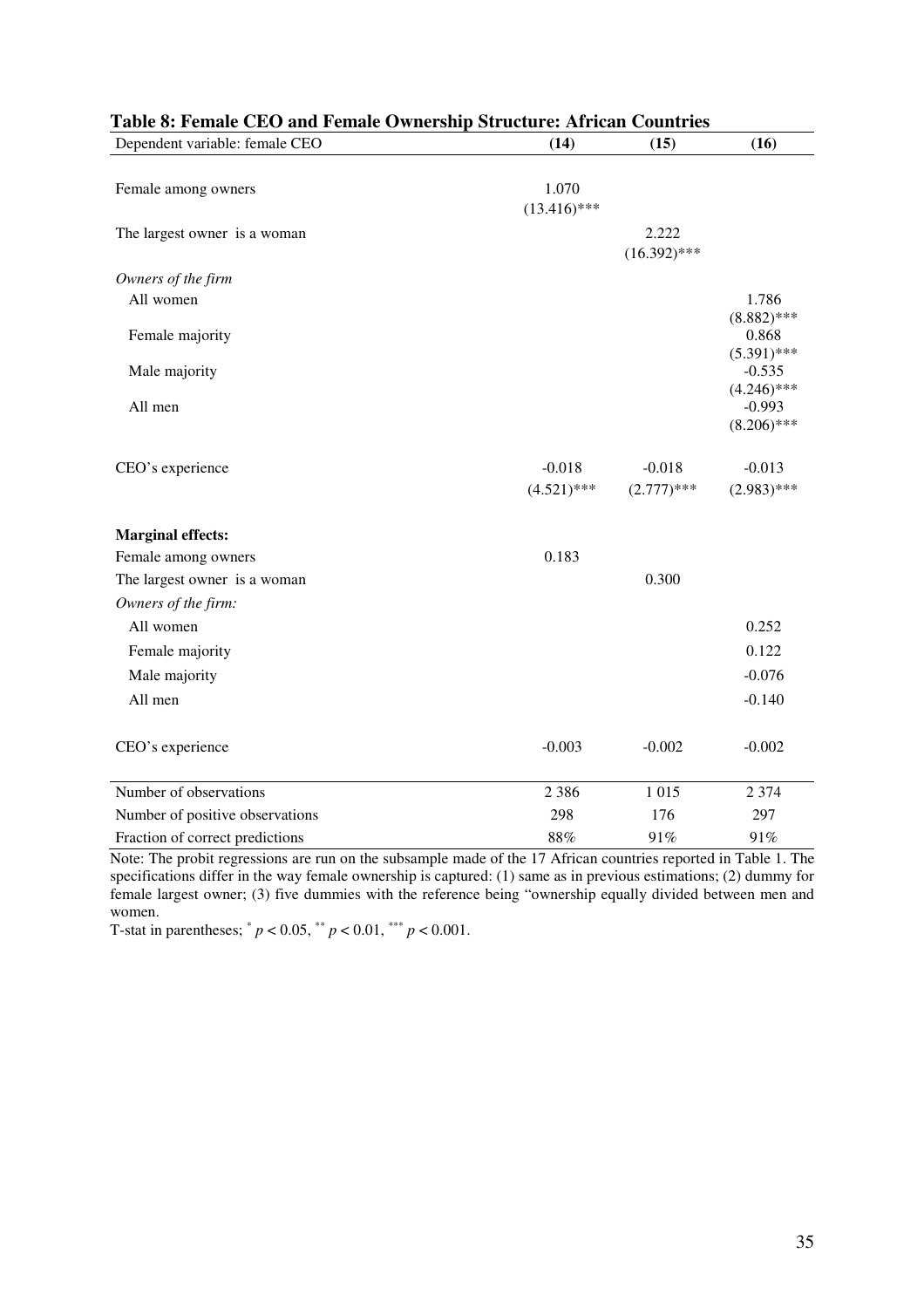**Table 8: Female CEO and Female Ownership Structure: African Countries**

| Dependent variable: female CEO | (14) | (15) | (16) |
|---|---|---|---|
| Female among owners | 1.070 | | |
| | (13.416)*** | | |
| The largest owner is a woman | | 2.222 | |
| | | (16.392)*** | |
| *Owners of the firm* | | | |
| All women | | | 1.786 |
| | | | (8.882)*** |
| Female majority | | | 0.868 |
| | | | (5.391)*** |
| Male majority | | | -0.535 |
| | | | (4.246)*** |
| All men | | | -0.993 |
| | | | (8.206)*** |
| CEO's experience | -0.018 | -0.018 | -0.013 |
| | (4.521)*** | (2.777)*** | (2.983)*** |
| **Marginal effects:** | | | |
| Female among owners | 0.183 | | |
| The largest owner is a woman | | 0.300 | |
| *Owners of the firm:* | | | |
| All women | | | 0.252 |
| Female majority | | | 0.122 |
| Male majority | | | -0.076 |
| All men | | | -0.140 |
| CEO's experience | -0.003 | -0.002 | -0.002 |
| Number of observations | 2 386 | 1 015 | 2 374 |
| Number of positive observations | 298 | 176 | 297 |
| Fraction of correct predictions | 88% | 91% | 91% |

Note: The probit regressions are run on the subsample made of the 17 African countries reported in Table 1. The specifications differ in the way female ownership is captured: (1) same as in previous estimations; (2) dummy for female largest owner; (3) five dummies with the reference being "ownership equally divided between men and women.

T-stat in parentheses; * $p < 0.05$, ** $p < 0.01$, *** $p < 0.001$.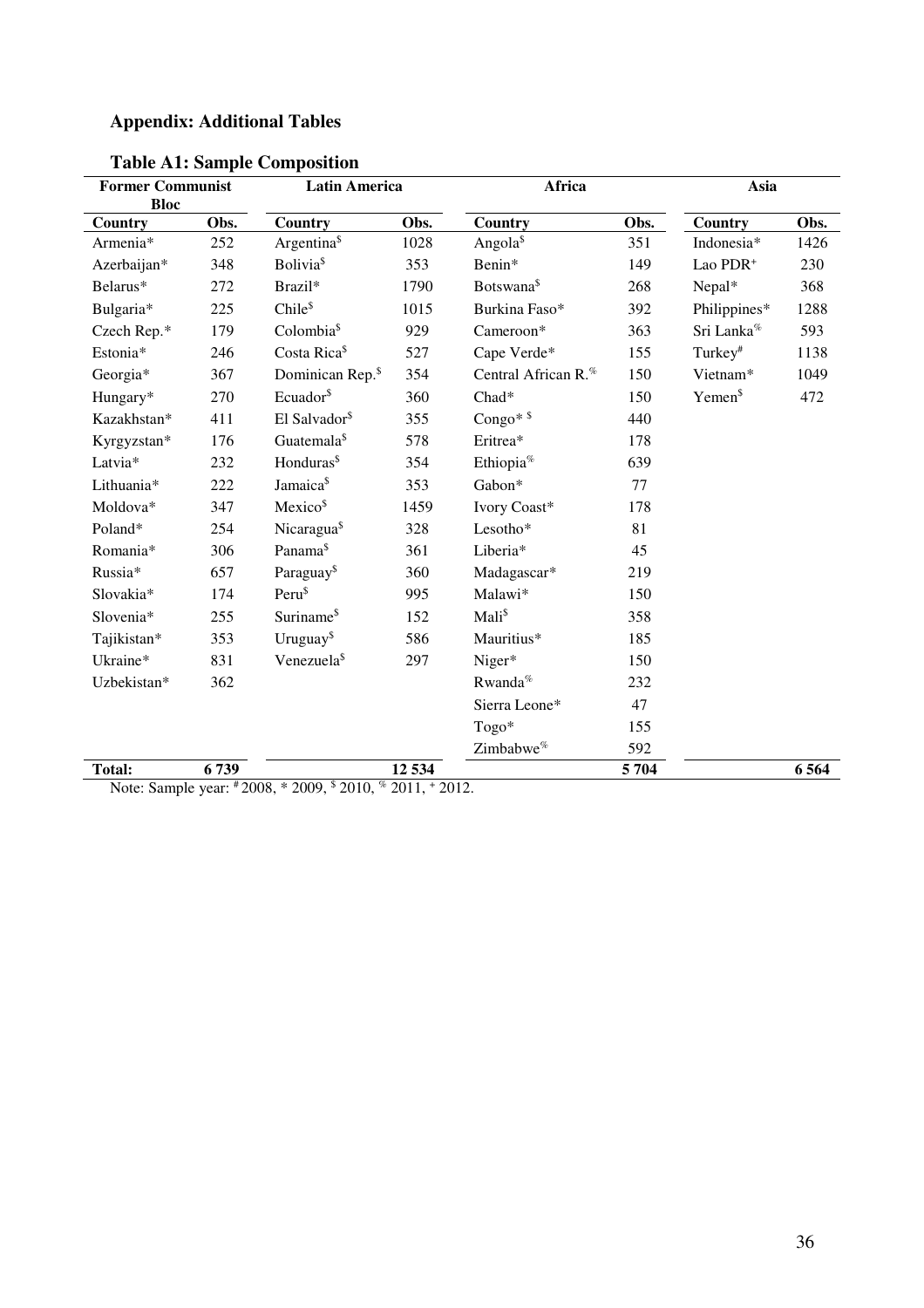## Appendix: Additional Tables

### Table A1: Sample Composition

| Former Communist Bloc | | Latin America | | Africa | | Asia | |
|---|---|---|---|---|---|---|---|
| Country | Obs. | Country | Obs. | Country | Obs. | Country | Obs. |
| Armenia* | 252 | Argentina$ | 1028 | Angola$ | 351 | Indonesia* | 1426 |
| Azerbaijan* | 348 | Bolivia$ | 353 | Benin* | 149 | Lao PDR+ | 230 |
| Belarus* | 272 | Brazil* | 1790 | Botswana$ | 268 | Nepal* | 368 |
| Bulgaria* | 225 | Chile$ | 1015 | Burkina Faso* | 392 | Philippines* | 1288 |
| Czech Rep.* | 179 | Colombia$ | 929 | Cameroon* | 363 | Sri Lanka% | 593 |
| Estonia* | 246 | Costa Rica$ | 527 | Cape Verde* | 155 | Turkey# | 1138 |
| Georgia* | 367 | Dominican Rep.$ | 354 | Central African R.% | 150 | Vietnam* | 1049 |
| Hungary* | 270 | Ecuador$ | 360 | Chad* | 150 | Yemen$ | 472 |
| Kazakhstan* | 411 | El Salvador$ | 355 | Congo* $ | 440 | | |
| Kyrgyzstan* | 176 | Guatemala$ | 578 | Eritrea* | 178 | | |
| Latvia* | 232 | Honduras$ | 354 | Ethiopia% | 639 | | |
| Lithuania* | 222 | Jamaica$ | 353 | Gabon* | 77 | | |
| Moldova* | 347 | Mexico$ | 1459 | Ivory Coast* | 178 | | |
| Poland* | 254 | Nicaragua$ | 328 | Lesotho* | 81 | | |
| Romania* | 306 | Panama$ | 361 | Liberia* | 45 | | |
| Russia* | 657 | Paraguay$ | 360 | Madagascar* | 219 | | |
| Slovakia* | 174 | Peru$ | 995 | Malawi* | 150 | | |
| Slovenia* | 255 | Suriname$ | 152 | Mali$ | 358 | | |
| Tajikistan* | 353 | Uruguay$ | 586 | Mauritius* | 185 | | |
| Ukraine* | 831 | Venezuela$ | 297 | Niger* | 150 | | |
| Uzbekistan* | 362 | | | Rwanda% | 232 | | |
| | | | | Sierra Leone* | 47 | | |
| | | | | Togo* | 155 | | |
| | | | | Zimbabwe% | 592 | | |
| **Total:** | **6 739** | | **12 534** | | **5 704** | | **6 564** |

Note: Sample year: # 2008, * 2009, $ 2010, % 2011, + 2012.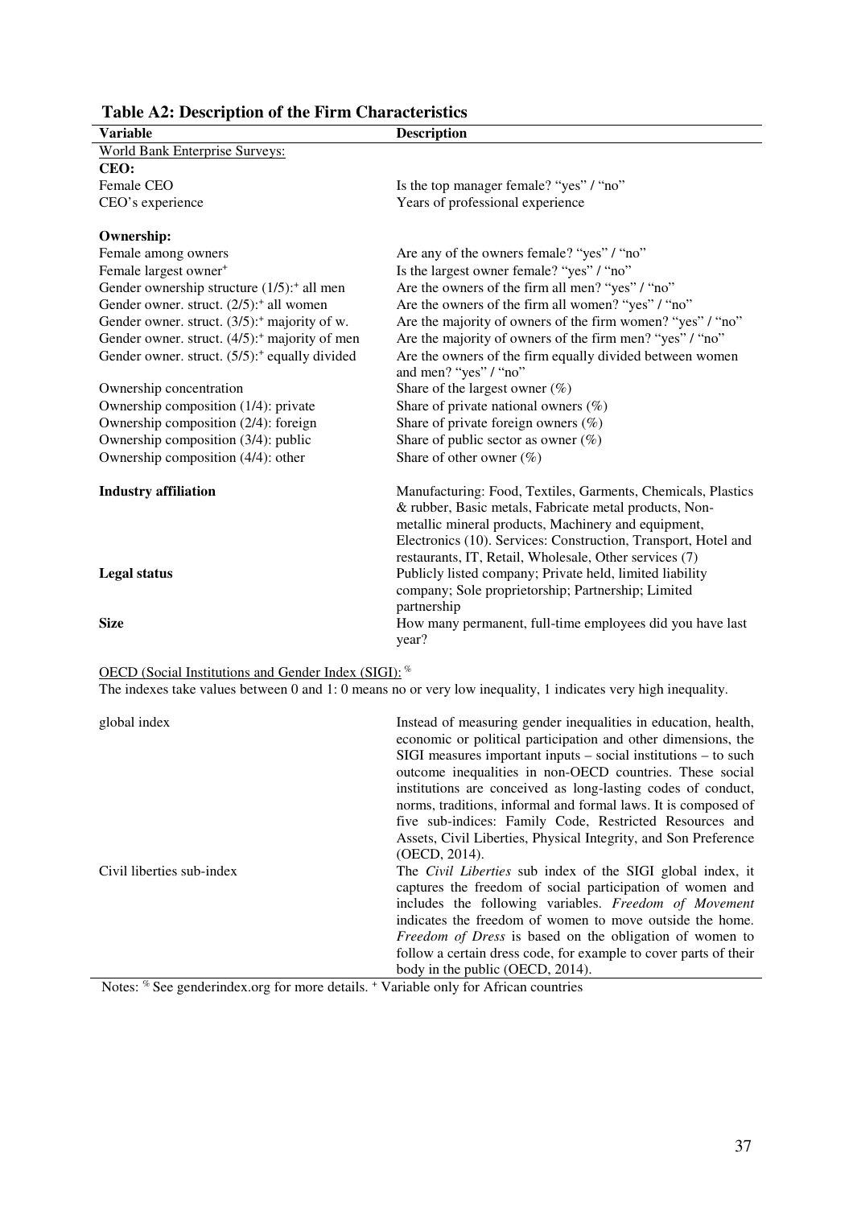**Table A2: Description of the Firm Characteristics**

| Variable | Description |
|---|---|
| World Bank Enterprise Surveys: | |
| **CEO:** | |
| Female CEO | Is the top manager female? "yes" / "no" |
| CEO's experience | Years of professional experience |
| | |
| **Ownership:** | |
| Female among owners | Are any of the owners female? "yes" / "no" |
| Female largest owner[+] | Is the largest owner female? "yes" / "no" |
| Gender ownership structure (1/5):[+] all men | Are the owners of the firm all men? "yes" / "no" |
| Gender owner. struct. (2/5):[+] all women | Are the owners of the firm all women? "yes" / "no" |
| Gender owner. struct. (3/5):[+] majority of w. | Are the majority of owners of the firm women? "yes" / "no" |
| Gender owner. struct. (4/5):[+] majority of men | Are the majority of owners of the firm men? "yes" / "no" |
| Gender owner. struct. (5/5):[+] equally divided | Are the owners of the firm equally divided between women and men? "yes" / "no" |
| Ownership concentration | Share of the largest owner (%) |
| Ownership composition (1/4): private | Share of private national owners (%) |
| Ownership composition (2/4): foreign | Share of private foreign owners (%) |
| Ownership composition (3/4): public | Share of public sector as owner (%) |
| Ownership composition (4/4): other | Share of other owner (%) |
| | |
| **Industry affiliation** | Manufacturing: Food, Textiles, Garments, Chemicals, Plastics & rubber, Basic metals, Fabricate metal products, Non-metallic mineral products, Machinery and equipment, Electronics (10). Services: Construction, Transport, Hotel and restaurants, IT, Retail, Wholesale, Other services (7) |
| **Legal status** | Publicly listed company; Private held, limited liability company; Sole proprietorship; Partnership; Limited partnership |
| **Size** | How many permanent, full-time employees did you have last year? |
| | |
| OECD (Social Institutions and Gender Index (SIGI):[%] | |
| The indexes take values between 0 and 1: 0 means no or very low inequality, 1 indicates very high inequality. | |
| | |
| global index | Instead of measuring gender inequalities in education, health, economic or political participation and other dimensions, the SIGI measures important inputs – social institutions – to such outcome inequalities in non-OECD countries. These social institutions are conceived as long-lasting codes of conduct, norms, traditions, informal and formal laws. It is composed of five sub-indices: Family Code, Restricted Resources and Assets, Civil Liberties, Physical Integrity, and Son Preference (OECD, 2014). |
| Civil liberties sub-index | The *Civil Liberties* sub index of the SIGI global index, it captures the freedom of social participation of women and includes the following variables. *Freedom of Movement* indicates the freedom of women to move outside the home. *Freedom of Dress* is based on the obligation of women to follow a certain dress code, for example to cover parts of their body in the public (OECD, 2014). |

Notes: [%] See genderindex.org for more details. [+] Variable only for African countries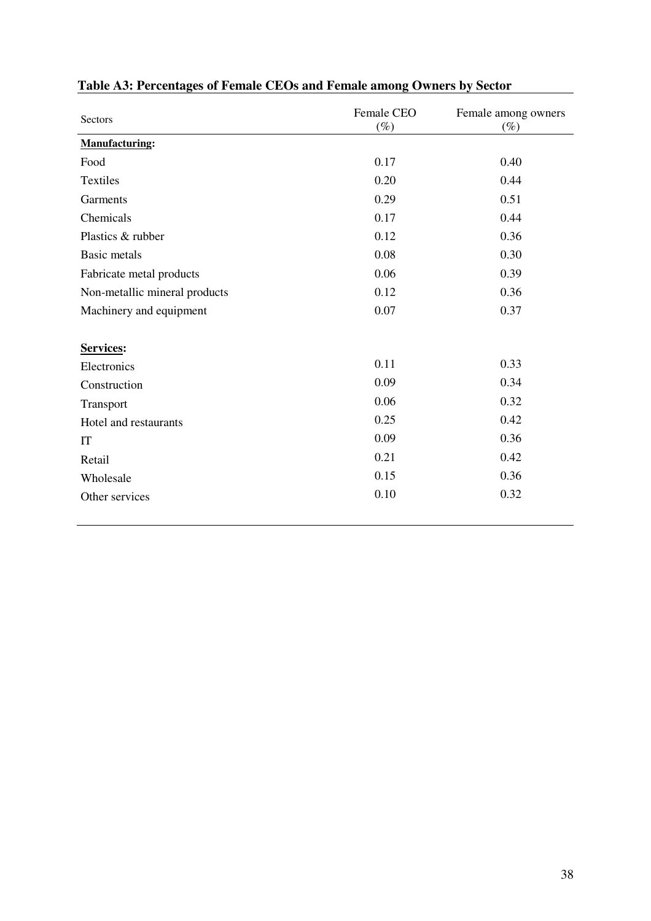**Table A3: Percentages of Female CEOs and Female among Owners by Sector**

| Sectors | Female CEO (%) | Female among owners (%) |
|---|---|---|
| **Manufacturing:** | | |
| Food | 0.17 | 0.40 |
| Textiles | 0.20 | 0.44 |
| Garments | 0.29 | 0.51 |
| Chemicals | 0.17 | 0.44 |
| Plastics & rubber | 0.12 | 0.36 |
| Basic metals | 0.08 | 0.30 |
| Fabricate metal products | 0.06 | 0.39 |
| Non-metallic mineral products | 0.12 | 0.36 |
| Machinery and equipment | 0.07 | 0.37 |
| **Services:** | | |
| Electronics | 0.11 | 0.33 |
| Construction | 0.09 | 0.34 |
| Transport | 0.06 | 0.32 |
| Hotel and restaurants | 0.25 | 0.42 |
| IT | 0.09 | 0.36 |
| Retail | 0.21 | 0.42 |
| Wholesale | 0.15 | 0.36 |
| Other services | 0.10 | 0.32 |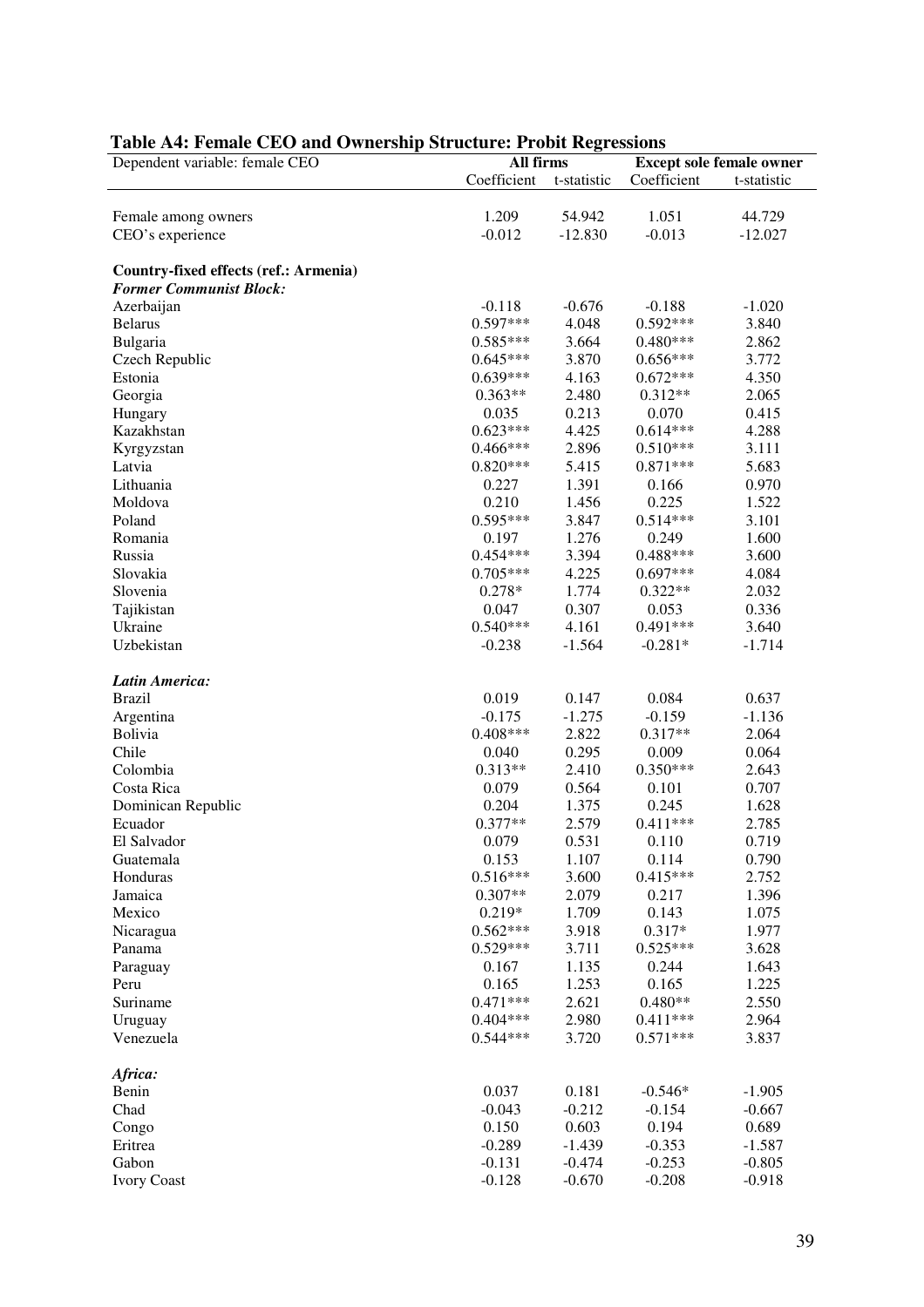**Table A4: Female CEO and Ownership Structure: Probit Regressions**

| Dependent variable: female CEO | All firms | | Except sole female owner | |
|---|---|---|---|---|
| | Coefficient | t-statistic | Coefficient | t-statistic |
| Female among owners | 1.209 | 54.942 | 1.051 | 44.729 |
| CEO's experience | -0.012 | -12.830 | -0.013 | -12.027 |
| **Country-fixed effects (ref.: Armenia)** | | | | |
| ***Former Communist Block:*** | | | | |
| Azerbaijan | -0.118 | -0.676 | -0.188 | -1.020 |
| Belarus | 0.597*** | 4.048 | 0.592*** | 3.840 |
| Bulgaria | 0.585*** | 3.664 | 0.480*** | 2.862 |
| Czech Republic | 0.645*** | 3.870 | 0.656*** | 3.772 |
| Estonia | 0.639*** | 4.163 | 0.672*** | 4.350 |
| Georgia | 0.363** | 2.480 | 0.312** | 2.065 |
| Hungary | 0.035 | 0.213 | 0.070 | 0.415 |
| Kazakhstan | 0.623*** | 4.425 | 0.614*** | 4.288 |
| Kyrgyzstan | 0.466*** | 2.896 | 0.510*** | 3.111 |
| Latvia | 0.820*** | 5.415 | 0.871*** | 5.683 |
| Lithuania | 0.227 | 1.391 | 0.166 | 0.970 |
| Moldova | 0.210 | 1.456 | 0.225 | 1.522 |
| Poland | 0.595*** | 3.847 | 0.514*** | 3.101 |
| Romania | 0.197 | 1.276 | 0.249 | 1.600 |
| Russia | 0.454*** | 3.394 | 0.488*** | 3.600 |
| Slovakia | 0.705*** | 4.225 | 0.697*** | 4.084 |
| Slovenia | 0.278* | 1.774 | 0.322** | 2.032 |
| Tajikistan | 0.047 | 0.307 | 0.053 | 0.336 |
| Ukraine | 0.540*** | 4.161 | 0.491*** | 3.640 |
| Uzbekistan | -0.238 | -1.564 | -0.281* | -1.714 |
| ***Latin America:*** | | | | |
| Brazil | 0.019 | 0.147 | 0.084 | 0.637 |
| Argentina | -0.175 | -1.275 | -0.159 | -1.136 |
| Bolivia | 0.408*** | 2.822 | 0.317** | 2.064 |
| Chile | 0.040 | 0.295 | 0.009 | 0.064 |
| Colombia | 0.313** | 2.410 | 0.350*** | 2.643 |
| Costa Rica | 0.079 | 0.564 | 0.101 | 0.707 |
| Dominican Republic | 0.204 | 1.375 | 0.245 | 1.628 |
| Ecuador | 0.377** | 2.579 | 0.411*** | 2.785 |
| El Salvador | 0.079 | 0.531 | 0.110 | 0.719 |
| Guatemala | 0.153 | 1.107 | 0.114 | 0.790 |
| Honduras | 0.516*** | 3.600 | 0.415*** | 2.752 |
| Jamaica | 0.307** | 2.079 | 0.217 | 1.396 |
| Mexico | 0.219* | 1.709 | 0.143 | 1.075 |
| Nicaragua | 0.562*** | 3.918 | 0.317* | 1.977 |
| Panama | 0.529*** | 3.711 | 0.525*** | 3.628 |
| Paraguay | 0.167 | 1.135 | 0.244 | 1.643 |
| Peru | 0.165 | 1.253 | 0.165 | 1.225 |
| Suriname | 0.471*** | 2.621 | 0.480** | 2.550 |
| Uruguay | 0.404*** | 2.980 | 0.411*** | 2.964 |
| Venezuela | 0.544*** | 3.720 | 0.571*** | 3.837 |
| ***Africa:*** | | | | |
| Benin | 0.037 | 0.181 | -0.546* | -1.905 |
| Chad | -0.043 | -0.212 | -0.154 | -0.667 |
| Congo | 0.150 | 0.603 | 0.194 | 0.689 |
| Eritrea | -0.289 | -1.439 | -0.353 | -1.587 |
| Gabon | -0.131 | -0.474 | -0.253 | -0.805 |
| Ivory Coast | -0.128 | -0.670 | -0.208 | -0.918 |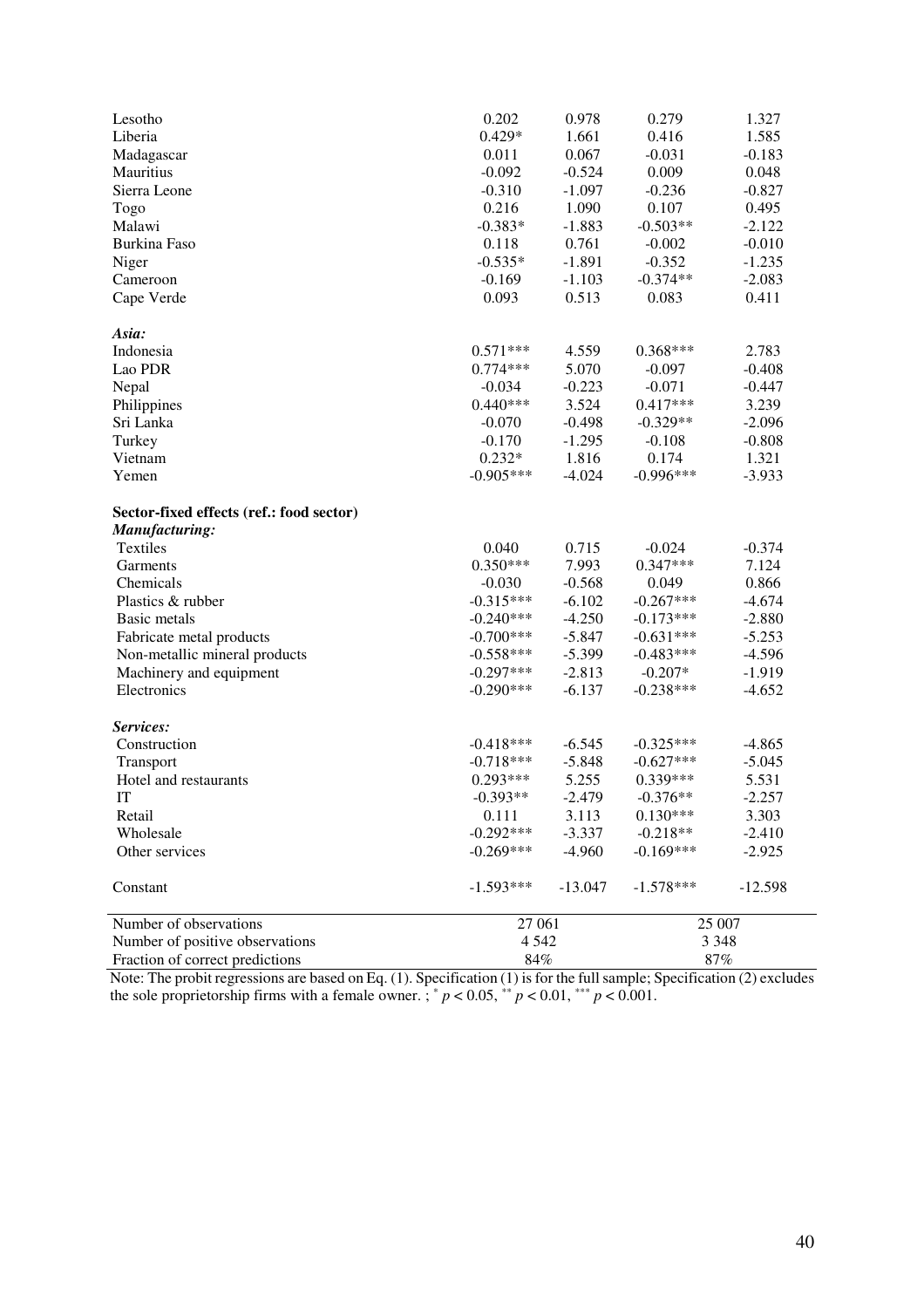| | | | | |
|---|---|---|---|---|
| Lesotho | 0.202 | 0.978 | 0.279 | 1.327 |
| Liberia | 0.429* | 1.661 | 0.416 | 1.585 |
| Madagascar | 0.011 | 0.067 | -0.031 | -0.183 |
| Mauritius | -0.092 | -0.524 | 0.009 | 0.048 |
| Sierra Leone | -0.310 | -1.097 | -0.236 | -0.827 |
| Togo | 0.216 | 1.090 | 0.107 | 0.495 |
| Malawi | -0.383* | -1.883 | -0.503** | -2.122 |
| Burkina Faso | 0.118 | 0.761 | -0.002 | -0.010 |
| Niger | -0.535* | -1.891 | -0.352 | -1.235 |
| Cameroon | -0.169 | -1.103 | -0.374** | -2.083 |
| Cape Verde | 0.093 | 0.513 | 0.083 | 0.411 |
| ***Asia:*** | | | | |
| Indonesia | 0.571*** | 4.559 | 0.368*** | 2.783 |
| Lao PDR | 0.774*** | 5.070 | -0.097 | -0.408 |
| Nepal | -0.034 | -0.223 | -0.071 | -0.447 |
| Philippines | 0.440*** | 3.524 | 0.417*** | 3.239 |
| Sri Lanka | -0.070 | -0.498 | -0.329** | -2.096 |
| Turkey | -0.170 | -1.295 | -0.108 | -0.808 |
| Vietnam | 0.232* | 1.816 | 0.174 | 1.321 |
| Yemen | -0.905*** | -4.024 | -0.996*** | -3.933 |
| **Sector-fixed effects (ref.: food sector)** | | | | |
| ***Manufacturing:*** | | | | |
| Textiles | 0.040 | 0.715 | -0.024 | -0.374 |
| Garments | 0.350*** | 7.993 | 0.347*** | 7.124 |
| Chemicals | -0.030 | -0.568 | 0.049 | 0.866 |
| Plastics & rubber | -0.315*** | -6.102 | -0.267*** | -4.674 |
| Basic metals | -0.240*** | -4.250 | -0.173*** | -2.880 |
| Fabricate metal products | -0.700*** | -5.847 | -0.631*** | -5.253 |
| Non-metallic mineral products | -0.558*** | -5.399 | -0.483*** | -4.596 |
| Machinery and equipment | -0.297*** | -2.813 | -0.207* | -1.919 |
| Electronics | -0.290*** | -6.137 | -0.238*** | -4.652 |
| ***Services:*** | | | | |
| Construction | -0.418*** | -6.545 | -0.325*** | -4.865 |
| Transport | -0.718*** | -5.848 | -0.627*** | -5.045 |
| Hotel and restaurants | 0.293*** | 5.255 | 0.339*** | 5.531 |
| IT | -0.393** | -2.479 | -0.376** | -2.257 |
| Retail | 0.111 | 3.113 | 0.130*** | 3.303 |
| Wholesale | -0.292*** | -3.337 | -0.218** | -2.410 |
| Other services | -0.269*** | -4.960 | -0.169*** | -2.925 |
| Constant | -1.593*** | -13.047 | -1.578*** | -12.598 |
| Number of observations | 27 061 | | 25 007 | |
| Number of positive observations | 4 542 | | 3 348 | |
| Fraction of correct predictions | 84% | | 87% | |

Note: The probit regressions are based on Eq. (1). Specification (1) is for the full sample; Specification (2) excludes the sole proprietorship firms with a female owner. ; $^{*}$ $p < 0.05$, $^{**}$ $p < 0.01$, $^{***}$ $p < 0.001$.